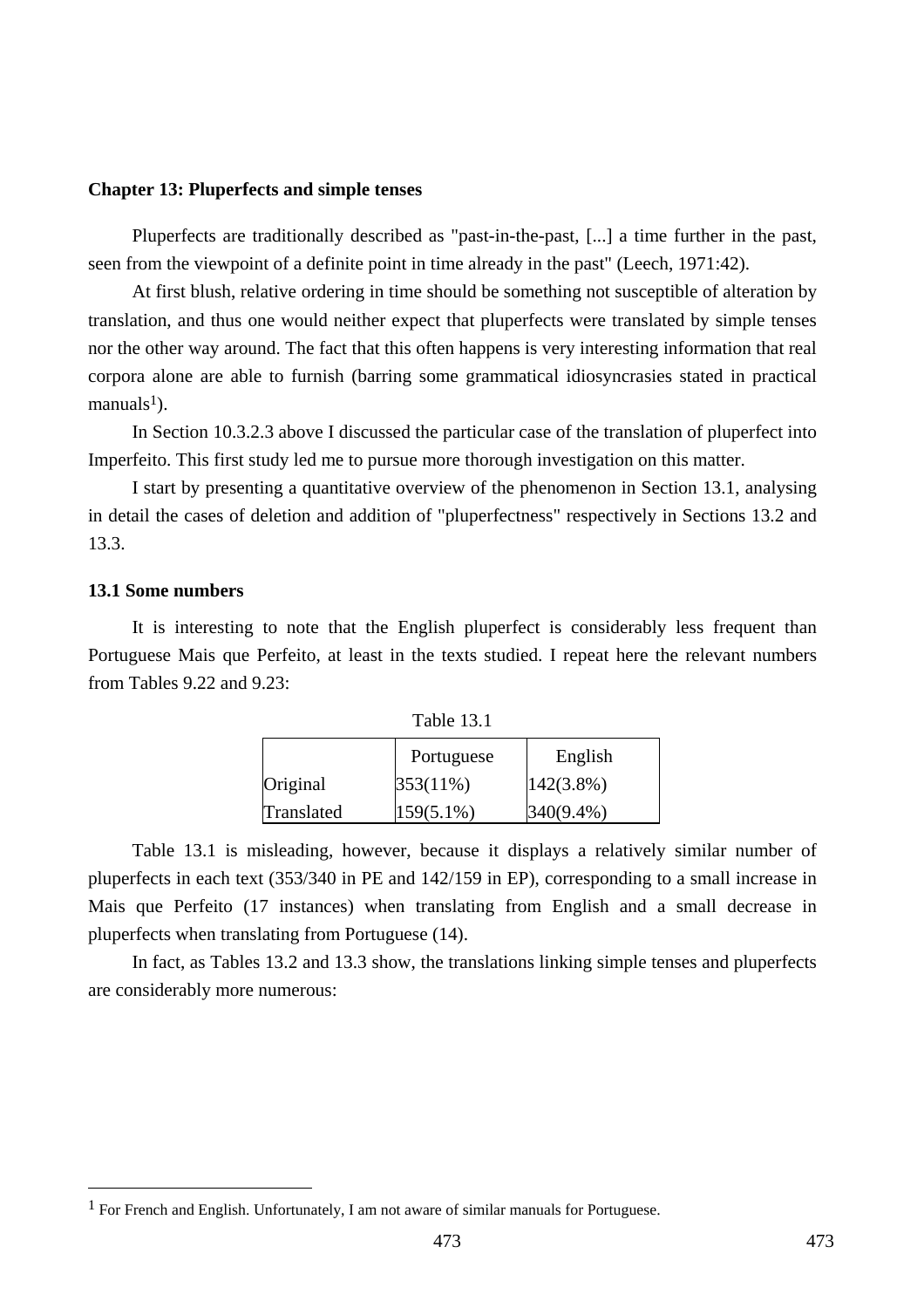## Chapter 13: Pluperfects and simple tenses

Pluperfects are traditionally described as "past-in-the-past, [...] a time further in the past, seen from the viewpoint of a definite point in time already in the past" (Leech, 1971:42).

At first blush, relative ordering in time should be something not susceptible of alteration by translation, and thus one would neither expect that pluperfects were translated by simple tenses nor the other way around. The fact that this often happens is very interesting information that real corpora alone are able to furnish (barring some grammatical idiosyncrasies stated in practical manuals[1]).

In Section 10.3.2.3 above I discussed the particular case of the translation of pluperfect into Imperfeito. This first study led me to pursue more thorough investigation on this matter.

I start by presenting a quantitative overview of the phenomenon in Section 13.1, analysing in detail the cases of deletion and addition of "pluperfectness" respectively in Sections 13.2 and 13.3.

### 13.1 Some numbers

It is interesting to note that the English pluperfect is considerably less frequent than Portuguese Mais que Perfeito, at least in the texts studied. I repeat here the relevant numbers from Tables 9.22 and 9.23:

Table 13.1

| | Portuguese | English |
|---|---|---|
| Original | 353(11%) | 142(3.8%) |
| Translated | 159(5.1%) | 340(9.4%) |

Table 13.1 is misleading, however, because it displays a relatively similar number of pluperfects in each text (353/340 in PE and 142/159 in EP), corresponding to a small increase in Mais que Perfeito (17 instances) when translating from English and a small decrease in pluperfects when translating from Portuguese (14).

In fact, as Tables 13.2 and 13.3 show, the translations linking simple tenses and pluperfects are considerably more numerous:

---

[1] For French and English. Unfortunately, I am not aware of similar manuals for Portuguese.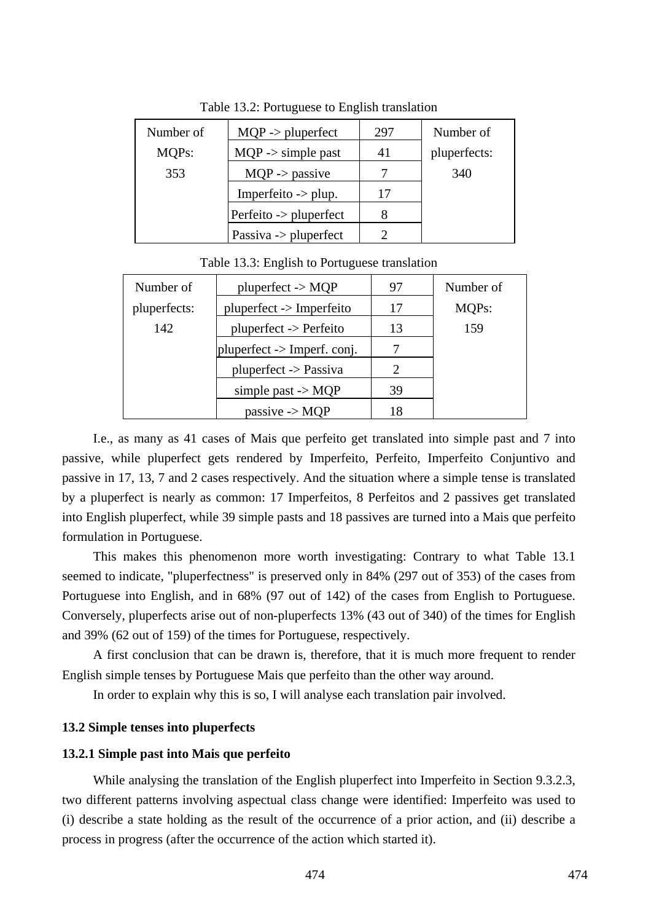Table 13.2: Portuguese to English translation

| Number of MQPs: 353 | | | Number of pluperfects: 340 |
|---|---|---|---|
| | MQP -> pluperfect | 297 | |
| | MQP -> simple past | 41 | |
| | MQP -> passive | 7 | |
| | Imperfeito -> plup. | 17 | |
| | Perfeito -> pluperfect | 8 | |
| | Passiva -> pluperfect | 2 | |

Table 13.3: English to Portuguese translation

| Number of pluperfects: 142 | | | Number of MQPs: 159 |
|---|---|---|---|
| | pluperfect -> MQP | 97 | |
| | pluperfect -> Imperfeito | 17 | |
| | pluperfect -> Perfeito | 13 | |
| | pluperfect -> Imperf. conj. | 7 | |
| | pluperfect -> Passiva | 2 | |
| | simple past -> MQP | 39 | |
| | passive -> MQP | 18 | |

I.e., as many as 41 cases of Mais que perfeito get translated into simple past and 7 into passive, while pluperfect gets rendered by Imperfeito, Perfeito, Imperfeito Conjuntivo and passive in 17, 13, 7 and 2 cases respectively. And the situation where a simple tense is translated by a pluperfect is nearly as common: 17 Imperfeitos, 8 Perfeitos and 2 passives get translated into English pluperfect, while 39 simple pasts and 18 passives are turned into a Mais que perfeito formulation in Portuguese.

This makes this phenomenon more worth investigating: Contrary to what Table 13.1 seemed to indicate, "pluperfectness" is preserved only in 84% (297 out of 353) of the cases from Portuguese into English, and in 68% (97 out of 142) of the cases from English to Portuguese. Conversely, pluperfects arise out of non-pluperfects 13% (43 out of 340) of the times for English and 39% (62 out of 159) of the times for Portuguese, respectively.

A first conclusion that can be drawn is, therefore, that it is much more frequent to render English simple tenses by Portuguese Mais que perfeito than the other way around.

In order to explain why this is so, I will analyse each translation pair involved.

### 13.2 Simple tenses into pluperfects

#### 13.2.1 Simple past into Mais que perfeito

While analysing the translation of the English pluperfect into Imperfeito in Section 9.3.2.3, two different patterns involving aspectual class change were identified: Imperfeito was used to (i) describe a state holding as the result of the occurrence of a prior action, and (ii) describe a process in progress (after the occurrence of the action which started it).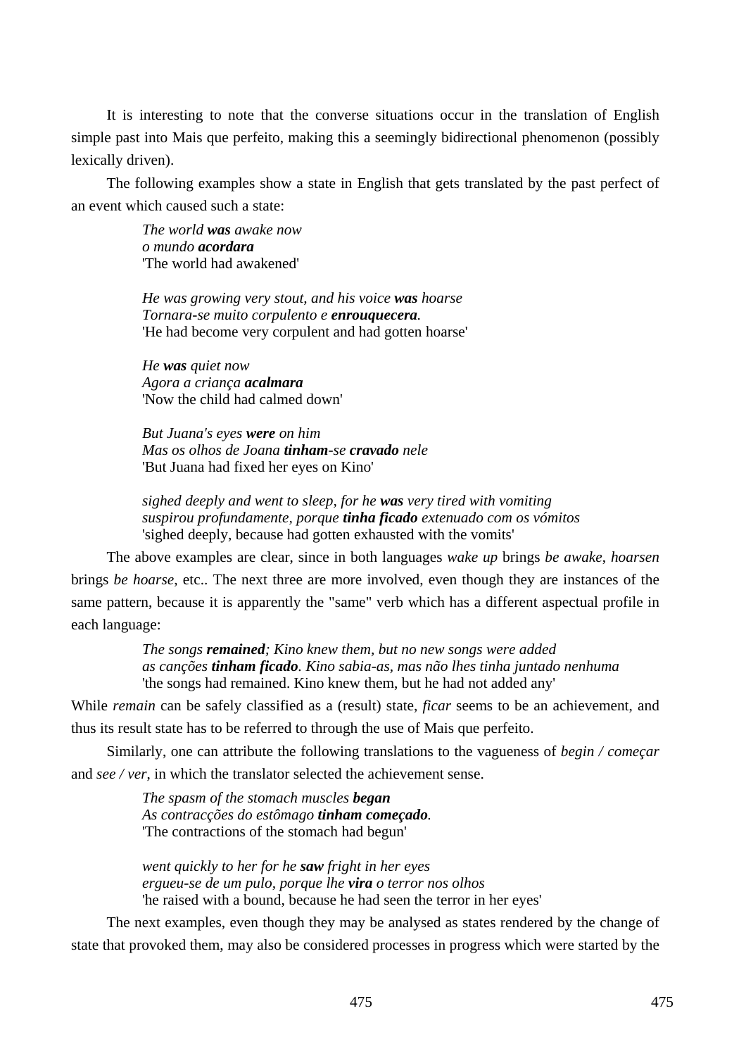It is interesting to note that the converse situations occur in the translation of English simple past into Mais que perfeito, making this a seemingly bidirectional phenomenon (possibly lexically driven).

The following examples show a state in English that gets translated by the past perfect of an event which caused such a state:

> *The world **was** awake now*
> *o mundo **acordara***
> 'The world had awakened'
>
> *He was growing very stout, and his voice **was** hoarse*
> *Tornara-se muito corpulento e **enrouquecera**.*
> 'He had become very corpulent and had gotten hoarse'
>
> *He **was** quiet now*
> *Agora a criança **acalmara***
> 'Now the child had calmed down'
>
> *But Juana's eyes **were** on him*
> *Mas os olhos de Joana **tinham**-se **cravado** nele*
> 'But Juana had fixed her eyes on Kino'
>
> *sighed deeply and went to sleep, for he **was** very tired with vomiting*
> *suspirou profundamente, porque **tinha ficado** extenuado com os vómitos*
> 'sighed deeply, because had gotten exhausted with the vomits'

The above examples are clear, since in both languages *wake up* brings *be awake*, *hoarsen* brings *be hoarse*, etc.. The next three are more involved, even though they are instances of the same pattern, because it is apparently the "same" verb which has a different aspectual profile in each language:

> *The songs **remained**; Kino knew them, but no new songs were added*
> *as canções **tinham ficado**. Kino sabia-as, mas não lhes tinha juntado nenhuma*
> 'the songs had remained. Kino knew them, but he had not added any'

While *remain* can be safely classified as a (result) state, *ficar* seems to be an achievement, and thus its result state has to be referred to through the use of Mais que perfeito.

Similarly, one can attribute the following translations to the vagueness of *begin / começar* and *see / ver*, in which the translator selected the achievement sense.

> *The spasm of the stomach muscles **began***
> *As contracções do estômago **tinham começado**.*
> 'The contractions of the stomach had begun'
>
> *went quickly to her for he **saw** fright in her eyes*
> *ergueu-se de um pulo, porque lhe **vira** o terror nos olhos*
> 'he raised with a bound, because he had seen the terror in her eyes'

The next examples, even though they may be analysed as states rendered by the change of state that provoked them, may also be considered processes in progress which were started by the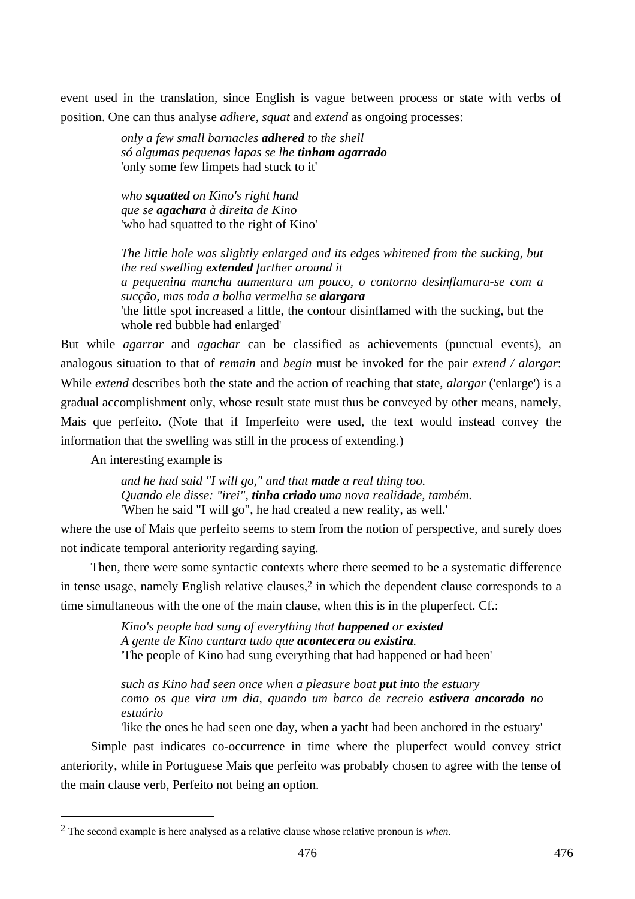event used in the translation, since English is vague between process or state with verbs of position. One can thus analyse *adhere*, *squat* and *extend* as ongoing processes:

> *only a few small barnacles* ***adhered*** *to the shell*
> *só algumas pequenas lapas se lhe* ***tinham agarrado***
> 'only some few limpets had stuck to it'

> *who* ***squatted*** *on Kino's right hand*
> *que se* ***agachara*** *à direita de Kino*
> 'who had squatted to the right of Kino'

> *The little hole was slightly enlarged and its edges whitened from the sucking, but the red swelling* ***extended*** *farther around it*
> *a pequenina mancha aumentara um pouco, o contorno desinflamara-se com a sucção, mas toda a bolha vermelha se* ***alargara***
> 'the little spot increased a little, the contour disinflamed with the sucking, but the whole red bubble had enlarged'

But while *agarrar* and *agachar* can be classified as achievements (punctual events), an analogous situation to that of *remain* and *begin* must be invoked for the pair *extend / alargar*: While *extend* describes both the state and the action of reaching that state, *alargar* ('enlarge') is a gradual accomplishment only, whose result state must thus be conveyed by other means, namely, Mais que perfeito. (Note that if Imperfeito were used, the text would instead convey the information that the swelling was still in the process of extending.)

An interesting example is

> *and he had said "I will go," and that* ***made*** *a real thing too.*
> *Quando ele disse: "irei",* ***tinha criado*** *uma nova realidade, também.*
> 'When he said "I will go", he had created a new reality, as well.'

where the use of Mais que perfeito seems to stem from the notion of perspective, and surely does not indicate temporal anteriority regarding saying.

Then, there were some syntactic contexts where there seemed to be a systematic difference in tense usage, namely English relative clauses,[2] in which the dependent clause corresponds to a time simultaneous with the one of the main clause, when this is in the pluperfect. Cf.:

> *Kino's people had sung of everything that* ***happened*** *or* ***existed***
> *A gente de Kino cantara tudo que* ***acontecera*** *ou* ***existira.***
> 'The people of Kino had sung everything that had happened or had been'

> *such as Kino had seen once when a pleasure boat* ***put*** *into the estuary*
> *como os que vira um dia, quando um barco de recreio* ***estivera ancorado*** *no estuário*
> 'like the ones he had seen one day, when a yacht had been anchored in the estuary'

Simple past indicates co-occurrence in time where the pluperfect would convey strict anteriority, while in Portuguese Mais que perfeito was probably chosen to agree with the tense of the main clause verb, Perfeito <u>not</u> being an option.

---

[2] The second example is here analysed as a relative clause whose relative pronoun is *when*.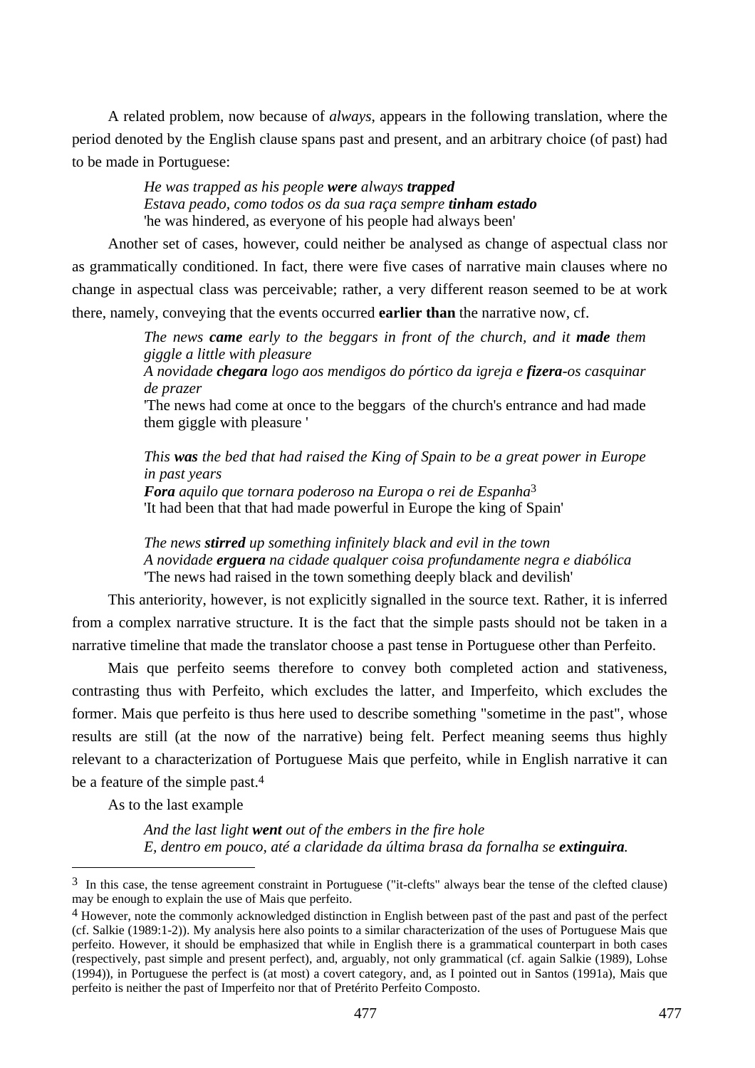A related problem, now because of *always*, appears in the following translation, where the period denoted by the English clause spans past and present, and an arbitrary choice (of past) had to be made in Portuguese:

> *He was trapped as his people **were** always **trapped***
> *Estava peado, como todos os da sua raça sempre **tinham estado***
> 'he was hindered, as everyone of his people had always been'

Another set of cases, however, could neither be analysed as change of aspectual class nor as grammatically conditioned. In fact, there were five cases of narrative main clauses where no change in aspectual class was perceivable; rather, a very different reason seemed to be at work there, namely, conveying that the events occurred **earlier than** the narrative now, cf.

> *The news **came** early to the beggars in front of the church, and it **made** them giggle a little with pleasure*
> *A novidade **chegara** logo aos mendigos do pórtico da igreja e **fizera**-os casquinar de prazer*
> 'The news had come at once to the beggars of the church's entrance and had made them giggle with pleasure '
>
> *This **was** the bed that had raised the King of Spain to be a great power in Europe in past years*
> ***Fora** aquilo que tornara poderoso na Europa o rei de Espanha*[3]
> 'It had been that that had made powerful in Europe the king of Spain'
>
> *The news **stirred** up something infinitely black and evil in the town*
> *A novidade **erguera** na cidade qualquer coisa profundamente negra e diabólica*
> 'The news had raised in the town something deeply black and devilish'

This anteriority, however, is not explicitly signalled in the source text. Rather, it is inferred from a complex narrative structure. It is the fact that the simple pasts should not be taken in a narrative timeline that made the translator choose a past tense in Portuguese other than Perfeito.

Mais que perfeito seems therefore to convey both completed action and stativeness, contrasting thus with Perfeito, which excludes the latter, and Imperfeito, which excludes the former. Mais que perfeito is thus here used to describe something "sometime in the past", whose results are still (at the now of the narrative) being felt. Perfect meaning seems thus highly relevant to a characterization of Portuguese Mais que perfeito, while in English narrative it can be a feature of the simple past.[4]

As to the last example

> *And the last light **went** out of the embers in the fire hole*
> *E, dentro em pouco, até a claridade da última brasa da fornalha se **extinguira**.*

---

[3] In this case, the tense agreement constraint in Portuguese ("it-clefts" always bear the tense of the clefted clause) may be enough to explain the use of Mais que perfeito.

[4] However, note the commonly acknowledged distinction in English between past of the past and past of the perfect (cf. Salkie (1989:1-2)). My analysis here also points to a similar characterization of the uses of Portuguese Mais que perfeito. However, it should be emphasized that while in English there is a grammatical counterpart in both cases (respectively, past simple and present perfect), and, arguably, not only grammatical (cf. again Salkie (1989), Lohse (1994)), in Portuguese the perfect is (at most) a covert category, and, as I pointed out in Santos (1991a), Mais que perfeito is neither the past of Imperfeito nor that of Pretérito Perfeito Composto.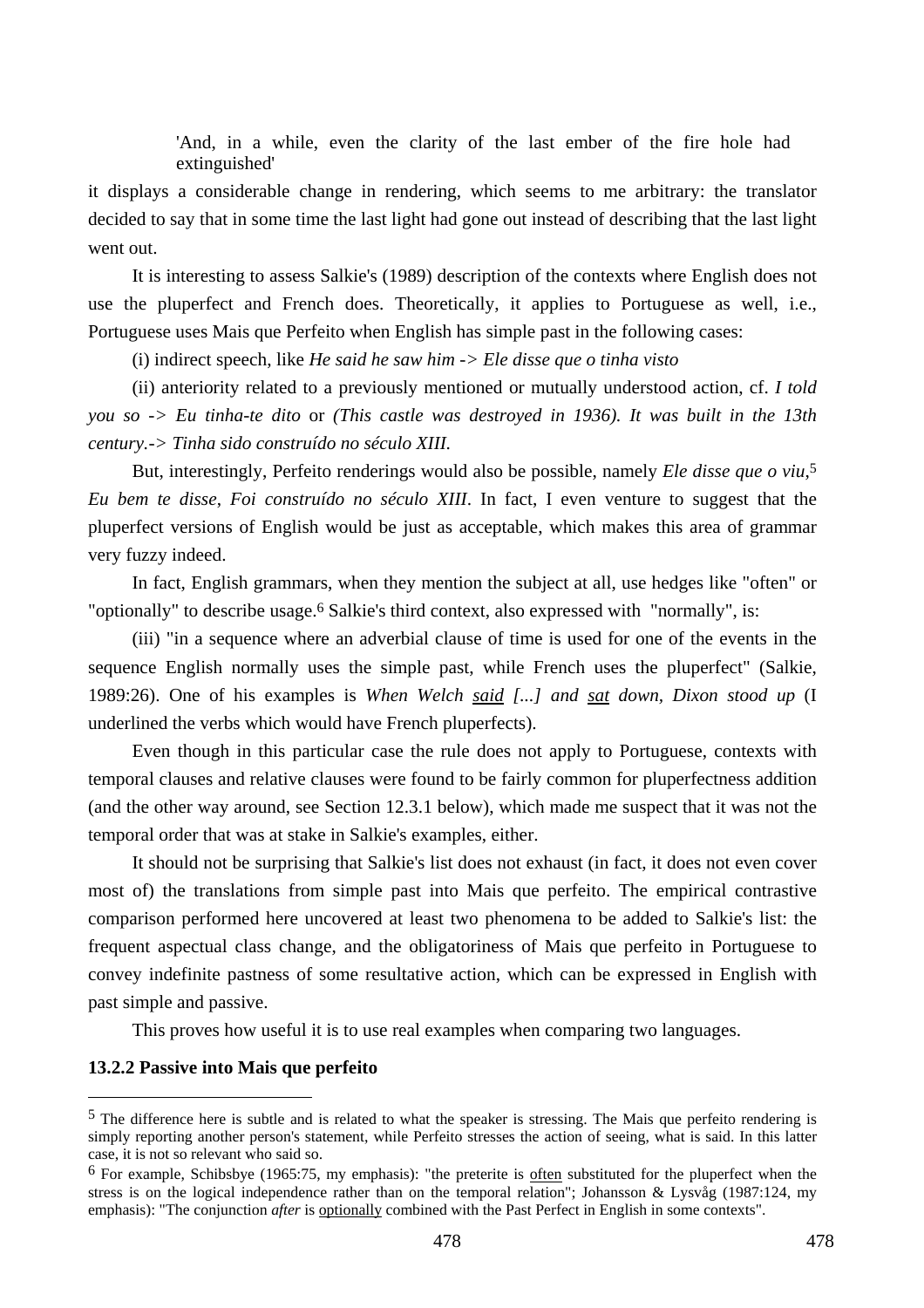'And, in a while, even the clarity of the last ember of the fire hole had extinguished'

it displays a considerable change in rendering, which seems to me arbitrary: the translator decided to say that in some time the last light had gone out instead of describing that the last light went out.

It is interesting to assess Salkie's (1989) description of the contexts where English does not use the pluperfect and French does. Theoretically, it applies to Portuguese as well, i.e., Portuguese uses Mais que Perfeito when English has simple past in the following cases:

(i) indirect speech, like *He said he saw him -> Ele disse que o tinha visto*

(ii) anteriority related to a previously mentioned or mutually understood action, cf. *I told you so -> Eu tinha-te dito* or *(This castle was destroyed in 1936). It was built in the 13th century.-> Tinha sido construído no século XIII.*

But, interestingly, Perfeito renderings would also be possible, namely *Ele disse que o viu*,[5] *Eu bem te disse*, *Foi construído no século XIII*. In fact, I even venture to suggest that the pluperfect versions of English would be just as acceptable, which makes this area of grammar very fuzzy indeed.

In fact, English grammars, when they mention the subject at all, use hedges like "often" or "optionally" to describe usage.[6] Salkie's third context, also expressed with "normally", is:

(iii) "in a sequence where an adverbial clause of time is used for one of the events in the sequence English normally uses the simple past, while French uses the pluperfect" (Salkie, 1989:26). One of his examples is *When Welch <u>said</u> [...] and <u>sat</u> down, Dixon stood up* (I underlined the verbs which would have French pluperfects).

Even though in this particular case the rule does not apply to Portuguese, contexts with temporal clauses and relative clauses were found to be fairly common for pluperfectness addition (and the other way around, see Section 12.3.1 below), which made me suspect that it was not the temporal order that was at stake in Salkie's examples, either.

It should not be surprising that Salkie's list does not exhaust (in fact, it does not even cover most of) the translations from simple past into Mais que perfeito. The empirical contrastive comparison performed here uncovered at least two phenomena to be added to Salkie's list: the frequent aspectual class change, and the obligatoriness of Mais que perfeito in Portuguese to convey indefinite pastness of some resultative action, which can be expressed in English with past simple and passive.

This proves how useful it is to use real examples when comparing two languages.

### 13.2.2 Passive into Mais que perfeito

---

[5] The difference here is subtle and is related to what the speaker is stressing. The Mais que perfeito rendering is simply reporting another person's statement, while Perfeito stresses the action of seeing, what is said. In this latter case, it is not so relevant who said so.

[6] For example, Schibsbye (1965:75, my emphasis): "the preterite is <u>often</u> substituted for the pluperfect when the stress is on the logical independence rather than on the temporal relation"; Johansson & Lysvåg (1987:124, my emphasis): "The conjunction *after* is <u>optionally</u> combined with the Past Perfect in English in some contexts".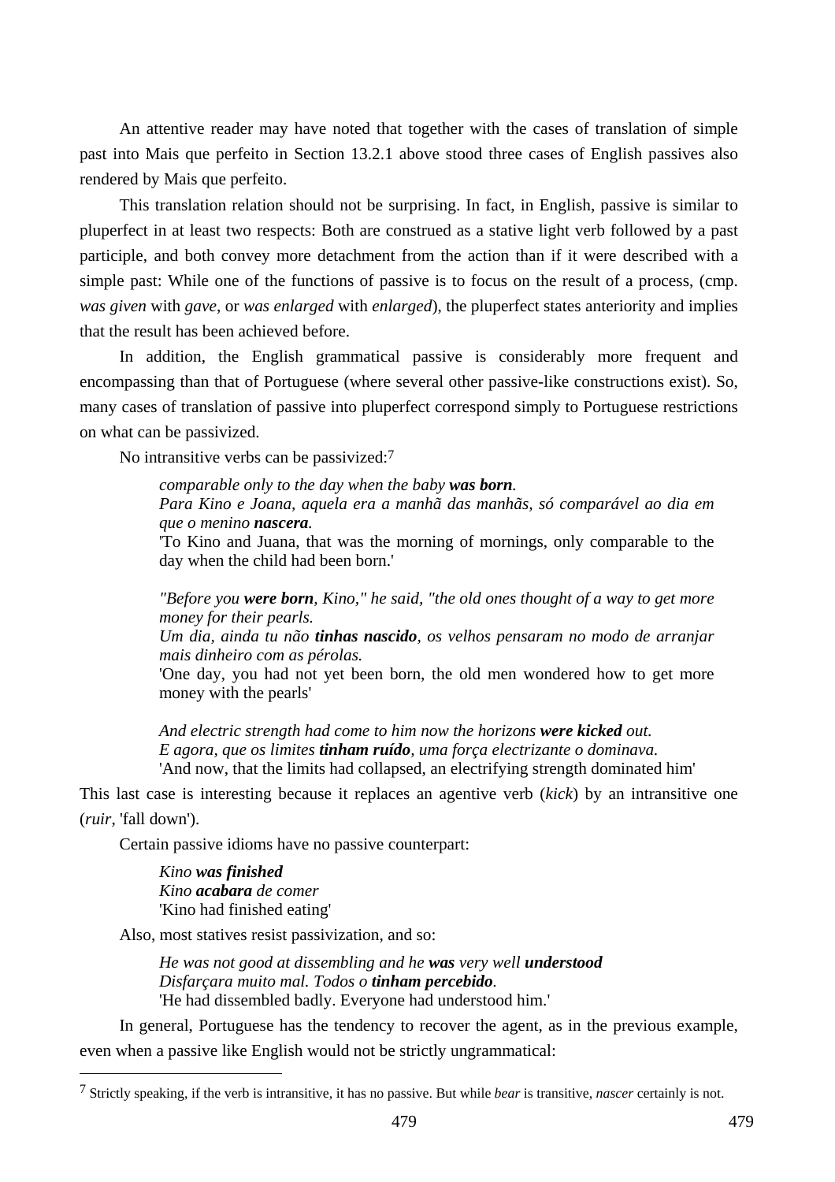An attentive reader may have noted that together with the cases of translation of simple past into Mais que perfeito in Section 13.2.1 above stood three cases of English passives also rendered by Mais que perfeito.

This translation relation should not be surprising. In fact, in English, passive is similar to pluperfect in at least two respects: Both are construed as a stative light verb followed by a past participle, and both convey more detachment from the action than if it were described with a simple past: While one of the functions of passive is to focus on the result of a process, (cmp. *was given* with *gave*, or *was enlarged* with *enlarged*), the pluperfect states anteriority and implies that the result has been achieved before.

In addition, the English grammatical passive is considerably more frequent and encompassing than that of Portuguese (where several other passive-like constructions exist). So, many cases of translation of passive into pluperfect correspond simply to Portuguese restrictions on what can be passivized.

No intransitive verbs can be passivized:[7]

> *comparable only to the day when the baby **was born**.*
> *Para Kino e Joana, aquela era a manhã das manhãs, só comparável ao dia em que o menino **nascera**.*
> 'To Kino and Juana, that was the morning of mornings, only comparable to the day when the child had been born.'
>
> *"Before you **were born**, Kino," he said, "the old ones thought of a way to get more money for their pearls.*
> *Um dia, ainda tu não **tinhas nascido**, os velhos pensaram no modo de arranjar mais dinheiro com as pérolas.*
> 'One day, you had not yet been born, the old men wondered how to get more money with the pearls'
>
> *And electric strength had come to him now the horizons **were kicked** out.*
> *E agora, que os limites **tinham ruído**, uma força electrizante o dominava.*
> 'And now, that the limits had collapsed, an electrifying strength dominated him'

This last case is interesting because it replaces an agentive verb (*kick*) by an intransitive one (*ruir*, 'fall down').

Certain passive idioms have no passive counterpart:

> *Kino **was finished***
> *Kino **acabara** de comer*
> 'Kino had finished eating'

Also, most statives resist passivization, and so:

> *He was not good at dissembling and he **was** very well **understood***
> *Disfarçara muito mal. Todos o **tinham percebido**.*
> 'He had dissembled badly. Everyone had understood him.'

In general, Portuguese has the tendency to recover the agent, as in the previous example, even when a passive like English would not be strictly ungrammatical:

---

[7] Strictly speaking, if the verb is intransitive, it has no passive. But while *bear* is transitive, *nascer* certainly is not.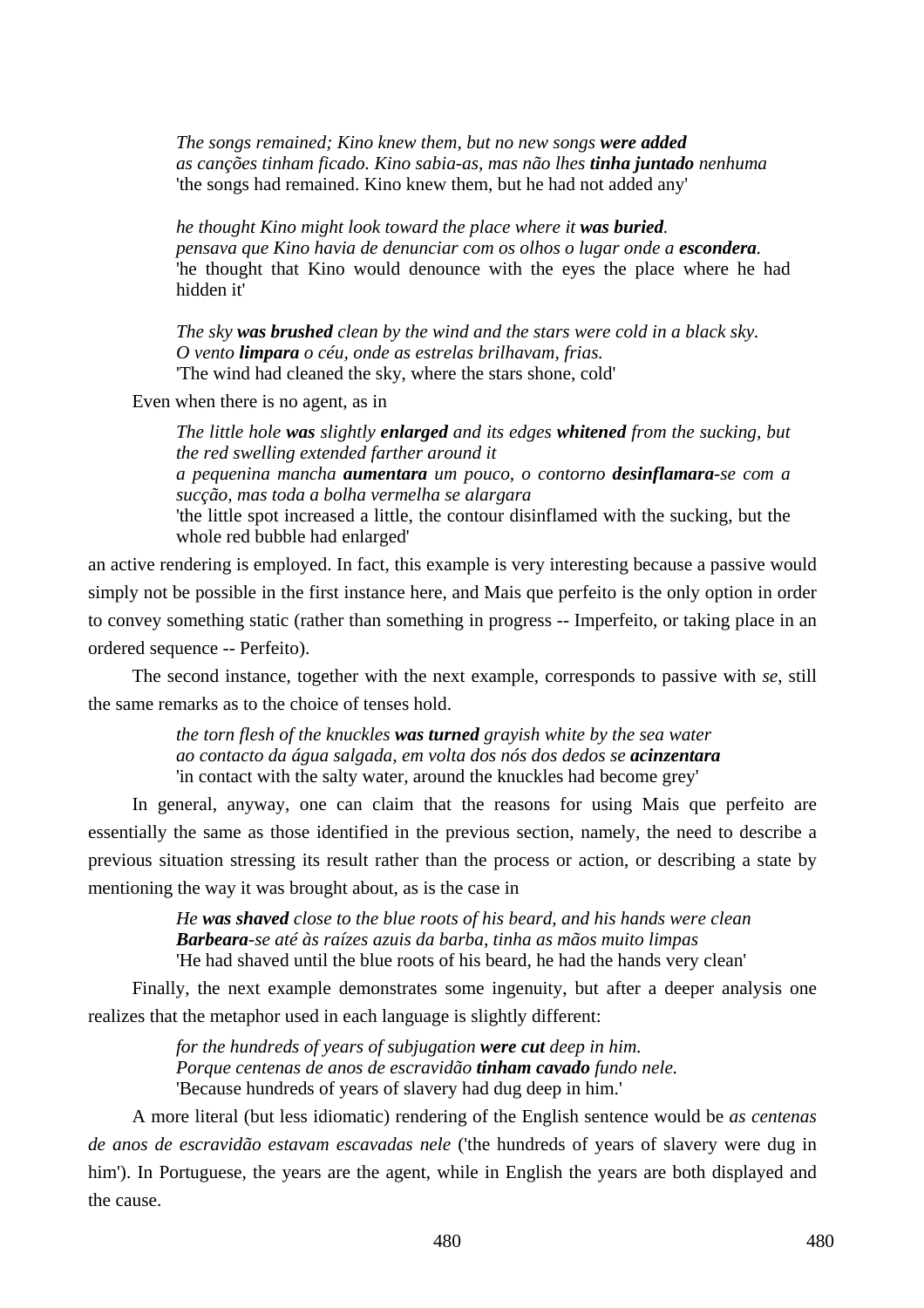> *The songs remained; Kino knew them, but no new songs* ***were added***
> *as canções tinham ficado. Kino sabia-as, mas não lhes* ***tinha juntado*** *nenhuma*
> 'the songs had remained. Kino knew them, but he had not added any'

> *he thought Kino might look toward the place where it* ***was buried****.*
> *pensava que Kino havia de denunciar com os olhos o lugar onde a* ***escondera****.*
> 'he thought that Kino would denounce with the eyes the place where he had hidden it'

> *The sky* ***was brushed*** *clean by the wind and the stars were cold in a black sky.*
> *O vento* ***limpara*** *o céu, onde as estrelas brilhavam, frias.*
> 'The wind had cleaned the sky, where the stars shone, cold'

Even when there is no agent, as in

> *The little hole* ***was*** *slightly* ***enlarged*** *and its edges* ***whitened*** *from the sucking, but the red swelling extended farther around it*
> *a pequenina mancha* ***aumentara*** *um pouco, o contorno* ***desinflamara****-se com a sucção, mas toda a bolha vermelha se alargara*
> 'the little spot increased a little, the contour disinflamed with the sucking, but the whole red bubble had enlarged'

an active rendering is employed. In fact, this example is very interesting because a passive would simply not be possible in the first instance here, and Mais que perfeito is the only option in order to convey something static (rather than something in progress -- Imperfeito, or taking place in an ordered sequence -- Perfeito).

The second instance, together with the next example, corresponds to passive with *se*, still the same remarks as to the choice of tenses hold.

> *the torn flesh of the knuckles* ***was turned*** *grayish white by the sea water*
> *ao contacto da água salgada, em volta dos nós dos dedos se* ***acinzentara***
> 'in contact with the salty water, around the knuckles had become grey'

In general, anyway, one can claim that the reasons for using Mais que perfeito are essentially the same as those identified in the previous section, namely, the need to describe a previous situation stressing its result rather than the process or action, or describing a state by mentioning the way it was brought about, as is the case in

> *He* ***was shaved*** *close to the blue roots of his beard, and his hands were clean*
> ***Barbeara****-se até às raízes azuis da barba, tinha as mãos muito limpas*
> 'He had shaved until the blue roots of his beard, he had the hands very clean'

Finally, the next example demonstrates some ingenuity, but after a deeper analysis one realizes that the metaphor used in each language is slightly different:

> *for the hundreds of years of subjugation* ***were cut*** *deep in him.*
> *Porque centenas de anos de escravidão* ***tinham cavado*** *fundo nele.*
> 'Because hundreds of years of slavery had dug deep in him.'

A more literal (but less idiomatic) rendering of the English sentence would be *as centenas de anos de escravidão estavam escavadas nele* ('the hundreds of years of slavery were dug in him'). In Portuguese, the years are the agent, while in English the years are both displayed and the cause.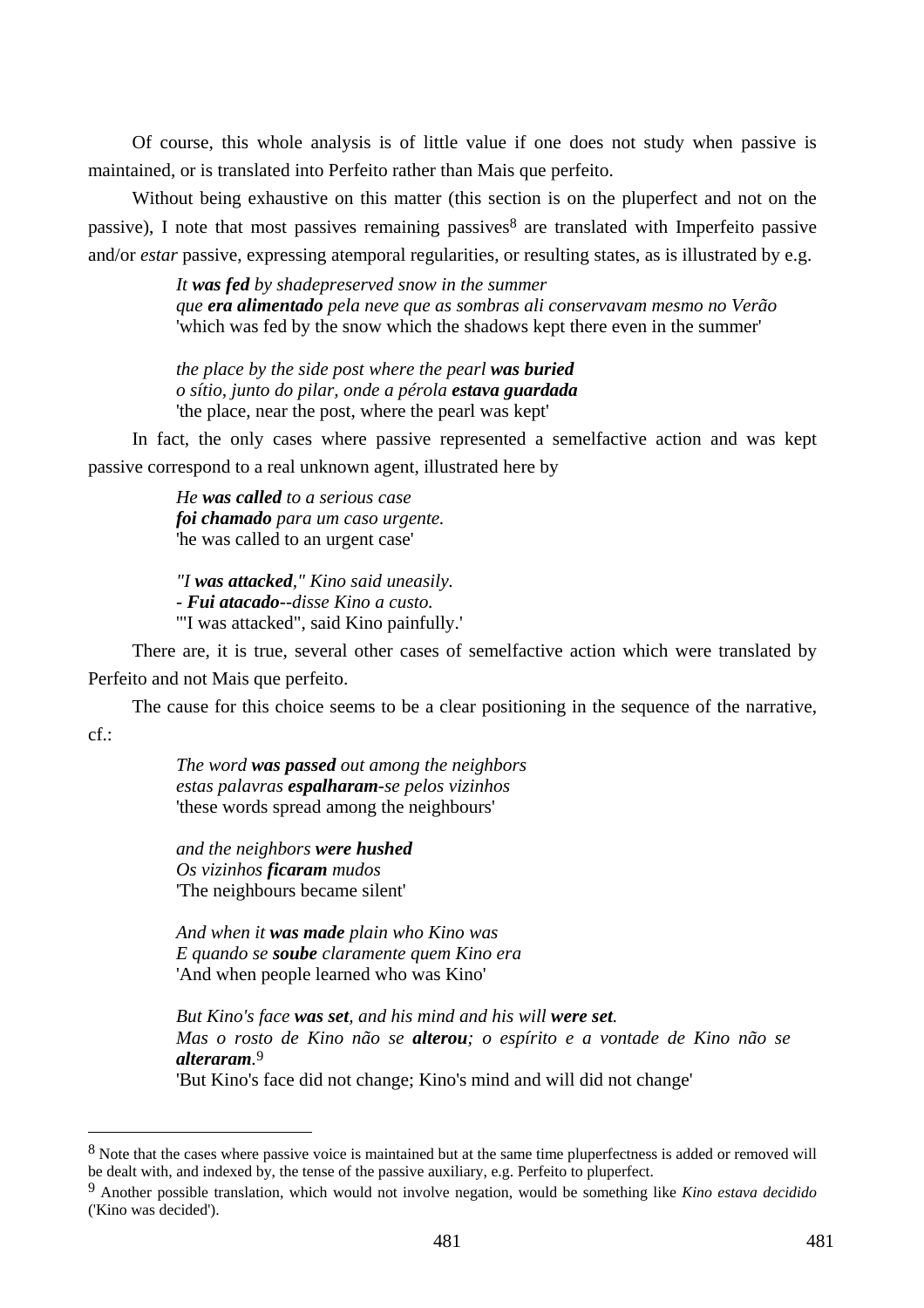Of course, this whole analysis is of little value if one does not study when passive is maintained, or is translated into Perfeito rather than Mais que perfeito.

Without being exhaustive on this matter (this section is on the pluperfect and not on the passive), I note that most passives remaining passives[8] are translated with Imperfeito passive and/or *estar* passive, expressing atemporal regularities, or resulting states, as is illustrated by e.g.

> *It **was fed** by shadepreserved snow in the summer*
> *que **era alimentado** pela neve que as sombras ali conservavam mesmo no Verão*
> 'which was fed by the snow which the shadows kept there even in the summer'
>
> *the place by the side post where the pearl **was buried***
> *o sítio, junto do pilar, onde a pérola **estava guardada***
> 'the place, near the post, where the pearl was kept'

In fact, the only cases where passive represented a semelfactive action and was kept passive correspond to a real unknown agent, illustrated here by

> *He **was called** to a serious case*
> ***foi chamado** para um caso urgente.*
> 'he was called to an urgent case'
>
> *"I **was attacked**," Kino said uneasily.*
> *- **Fui atacado**--disse Kino a custo.*
> '"I was attacked", said Kino painfully.'

There are, it is true, several other cases of semelfactive action which were translated by Perfeito and not Mais que perfeito.

The cause for this choice seems to be a clear positioning in the sequence of the narrative, cf.:

> *The word **was passed** out among the neighbors*
> *estas palavras **espalharam**-se pelos vizinhos*
> 'these words spread among the neighbours'
>
> *and the neighbors **were hushed***
> *Os vizinhos **ficaram** mudos*
> 'The neighbours became silent'
>
> *And when it **was made** plain who Kino was*
> *E quando se **soube** claramente quem Kino era*
> 'And when people learned who was Kino'
>
> *But Kino's face **was set**, and his mind and his will **were set**.*
> *Mas o rosto de Kino não se **alterou**; o espírito e a vontade de Kino não se **alteraram**.*[9]
> 'But Kino's face did not change; Kino's mind and will did not change'

---

[8] Note that the cases where passive voice is maintained but at the same time pluperfectness is added or removed will be dealt with, and indexed by, the tense of the passive auxiliary, e.g. Perfeito to pluperfect.

[9] Another possible translation, which would not involve negation, would be something like *Kino estava decidido* ('Kino was decided').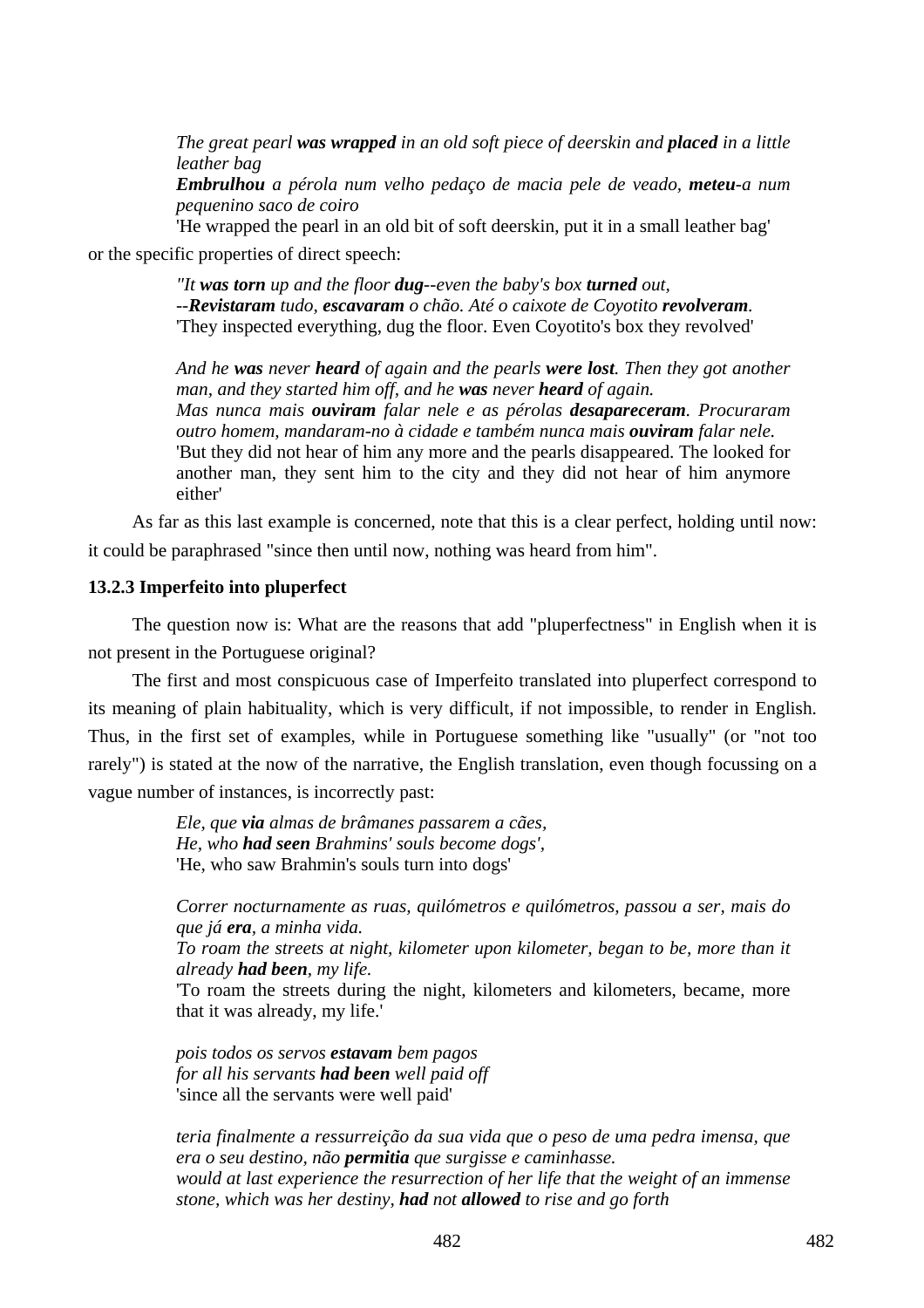> *The great pearl* ***was wrapped*** *in an old soft piece of deerskin and* ***placed*** *in a little leather bag*
> ***Embrulhou*** *a pérola num velho pedaço de macia pele de veado,* ***meteu****-a num pequenino saco de coiro*
> 'He wrapped the pearl in an old bit of soft deerskin, put it in a small leather bag'

or the specific properties of direct speech:

> *"It* ***was torn*** *up and the floor* ***dug****--even the baby's box* ***turned*** *out,*
> *--****Revistaram*** *tudo,* ***escavaram*** *o chão. Até o caixote de Coyotito* ***revolveram****.*
> 'They inspected everything, dug the floor. Even Coyotito's box they revolved'

> *And he* ***was*** *never* ***heard*** *of again and the pearls* ***were lost****. Then they got another man, and they started him off, and he* ***was*** *never* ***heard*** *of again.*
> *Mas nunca mais* ***ouviram*** *falar nele e as pérolas* ***desapareceram****. Procuraram outro homem, mandaram-no à cidade e também nunca mais* ***ouviram*** *falar nele.*
> 'But they did not hear of him any more and the pearls disappeared. The looked for another man, they sent him to the city and they did not hear of him anymore either'

As far as this last example is concerned, note that this is a clear perfect, holding until now: it could be paraphrased "since then until now, nothing was heard from him".

### 13.2.3 Imperfeito into pluperfect

The question now is: What are the reasons that add "pluperfectness" in English when it is not present in the Portuguese original?

The first and most conspicuous case of Imperfeito translated into pluperfect correspond to its meaning of plain habituality, which is very difficult, if not impossible, to render in English. Thus, in the first set of examples, while in Portuguese something like "usually" (or "not too rarely") is stated at the now of the narrative, the English translation, even though focussing on a vague number of instances, is incorrectly past:

> *Ele, que* ***via*** *almas de brâmanes passarem a cães,*
> *He, who* ***had seen*** *Brahmins' souls become dogs',*
> 'He, who saw Brahmin's souls turn into dogs'

> *Correr nocturnamente as ruas, quilómetros e quilómetros, passou a ser, mais do que já* ***era****, a minha vida.*
> *To roam the streets at night, kilometer upon kilometer, began to be, more than it already* ***had been****, my life.*
> 'To roam the streets during the night, kilometers and kilometers, became, more that it was already, my life.'

> *pois todos os servos* ***estavam*** *bem pagos*
> *for all his servants* ***had been*** *well paid off*
> 'since all the servants were well paid'

> *teria finalmente a ressurreição da sua vida que o peso de uma pedra imensa, que era o seu destino, não* ***permitia*** *que surgisse e caminhasse.*
> *would at last experience the resurrection of her life that the weight of an immense stone, which was her destiny,* ***had*** *not* ***allowed*** *to rise and go forth*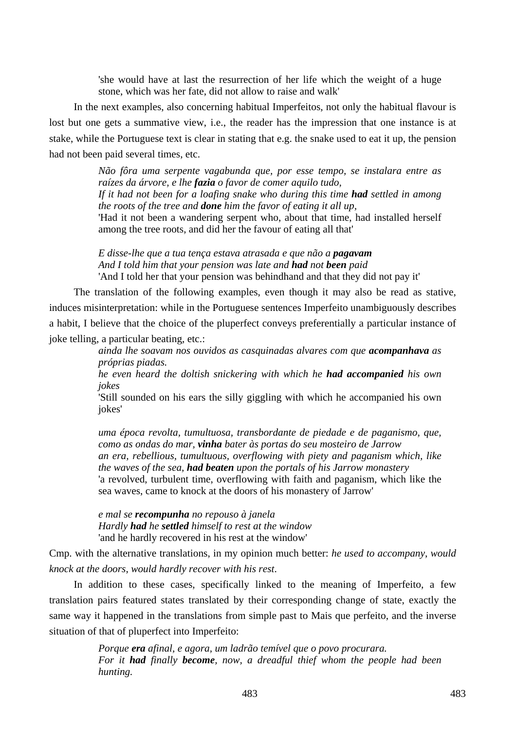> 'she would have at last the resurrection of her life which the weight of a huge stone, which was her fate, did not allow to raise and walk'

In the next examples, also concerning habitual Imperfeitos, not only the habitual flavour is lost but one gets a summative view, i.e., the reader has the impression that one instance is at stake, while the Portuguese text is clear in stating that e.g. the snake used to eat it up, the pension had not been paid several times, etc.

> *Não fôra uma serpente vagabunda que, por esse tempo, se instalara entre as raízes da árvore, e lhe **fazia** o favor de comer aquilo tudo,*
> *If it had not been for a loafing snake who during this time **had** settled in among the roots of the tree and **done** him the favor of eating it all up,*
> 'Had it not been a wandering serpent who, about that time, had installed herself among the tree roots, and did her the favour of eating all that'
>
> *E disse-lhe que a tua tença estava atrasada e que não a **pagavam***
> *And I told him that your pension was late and **had** not **been** paid*
> 'And I told her that your pension was behindhand and that they did not pay it'

The translation of the following examples, even though it may also be read as stative, induces misinterpretation: while in the Portuguese sentences Imperfeito unambiguously describes a habit, I believe that the choice of the pluperfect conveys preferentially a particular instance of joke telling, a particular beating, etc.:

> *ainda lhe soavam nos ouvidos as casquinadas alvares com que **acompanhava** as próprias piadas.*
> *he even heard the doltish snickering with which he **had accompanied** his own jokes*
> 'Still sounded on his ears the silly giggling with which he accompanied his own jokes'
>
> *uma época revolta, tumultuosa, transbordante de piedade e de paganismo, que, como as ondas do mar, **vinha** bater às portas do seu mosteiro de Jarrow*
> *an era, rebellious, tumultuous, overflowing with piety and paganism which, like the waves of the sea, **had beaten** upon the portals of his Jarrow monastery*
> 'a revolved, turbulent time, overflowing with faith and paganism, which like the sea waves, came to knock at the doors of his monastery of Jarrow'
>
> *e mal se **recompunha** no repouso à janela*
> *Hardly **had** he **settled** himself to rest at the window*
> 'and he hardly recovered in his rest at the window'

Cmp. with the alternative translations, in my opinion much better: *he used to accompany*, *would knock at the doors*, *would hardly recover with his rest*.

In addition to these cases, specifically linked to the meaning of Imperfeito, a few translation pairs featured states translated by their corresponding change of state, exactly the same way it happened in the translations from simple past to Mais que perfeito, and the inverse situation of that of pluperfect into Imperfeito:

> *Porque **era** afinal, e agora, um ladrão temível que o povo procurara.*
> *For it **had** finally **become**, now, a dreadful thief whom the people had been hunting.*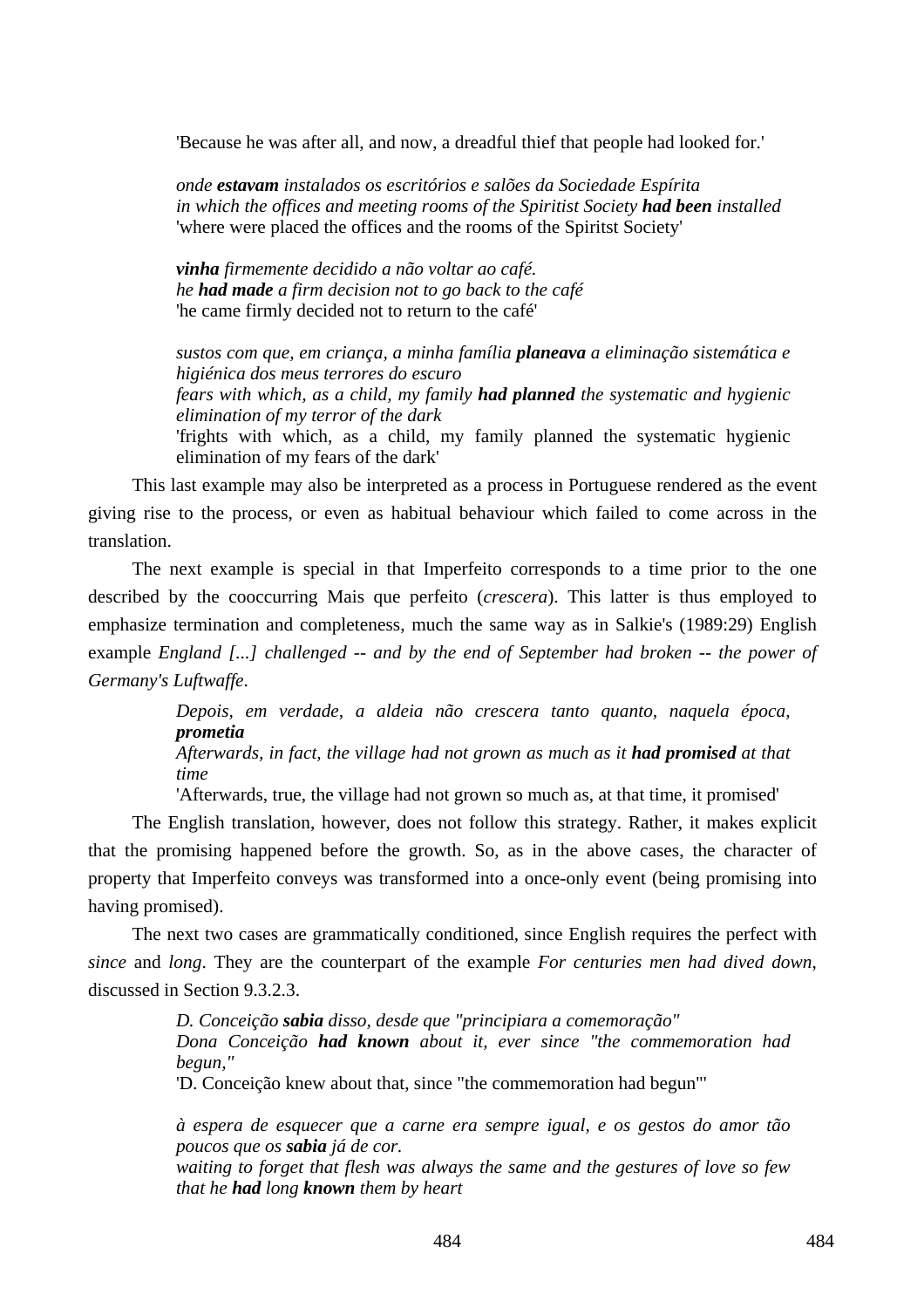'Because he was after all, and now, a dreadful thief that people had looked for.'

*onde **estavam** instalados os escritórios e salões da Sociedade Espírita*
*in which the offices and meeting rooms of the Spiritist Society **had been** installed*
'where were placed the offices and the rooms of the Spiritst Society'

***vinha** firmemente decidido a não voltar ao café.*
*he **had made** a firm decision not to go back to the café*
'he came firmly decided not to return to the café'

*sustos com que, em criança, a minha família **planeava** a eliminação sistemática e higiénica dos meus terrores do escuro*
*fears with which, as a child, my family **had planned** the systematic and hygienic elimination of my terror of the dark*
'frights with which, as a child, my family planned the systematic hygienic elimination of my fears of the dark'

This last example may also be interpreted as a process in Portuguese rendered as the event giving rise to the process, or even as habitual behaviour which failed to come across in the translation.

The next example is special in that Imperfeito corresponds to a time prior to the one described by the cooccurring Mais que perfeito (*crescera*). This latter is thus employed to emphasize termination and completeness, much the same way as in Salkie's (1989:29) English example *England [...] challenged -- and by the end of September had broken -- the power of Germany's Luftwaffe*.

*Depois, em verdade, a aldeia não crescera tanto quanto, naquela época, **prometia***
*Afterwards, in fact, the village had not grown as much as it **had promised** at that time*
'Afterwards, true, the village had not grown so much as, at that time, it promised'

The English translation, however, does not follow this strategy. Rather, it makes explicit that the promising happened before the growth. So, as in the above cases, the character of property that Imperfeito conveys was transformed into a once-only event (being promising into having promised).

The next two cases are grammatically conditioned, since English requires the perfect with *since* and *long*. They are the counterpart of the example *For centuries men had dived down*, discussed in Section 9.3.2.3.

*D. Conceição **sabia** disso, desde que "principiara a comemoração"*
*Dona Conceição **had known** about it, ever since "the commemoration had begun,"*
'D. Conceição knew about that, since "the commemoration had begun"'

*à espera de esquecer que a carne era sempre igual, e os gestos do amor tão poucos que os **sabia** já de cor.*
*waiting to forget that flesh was always the same and the gestures of love so few that he **had** long **known** them by heart*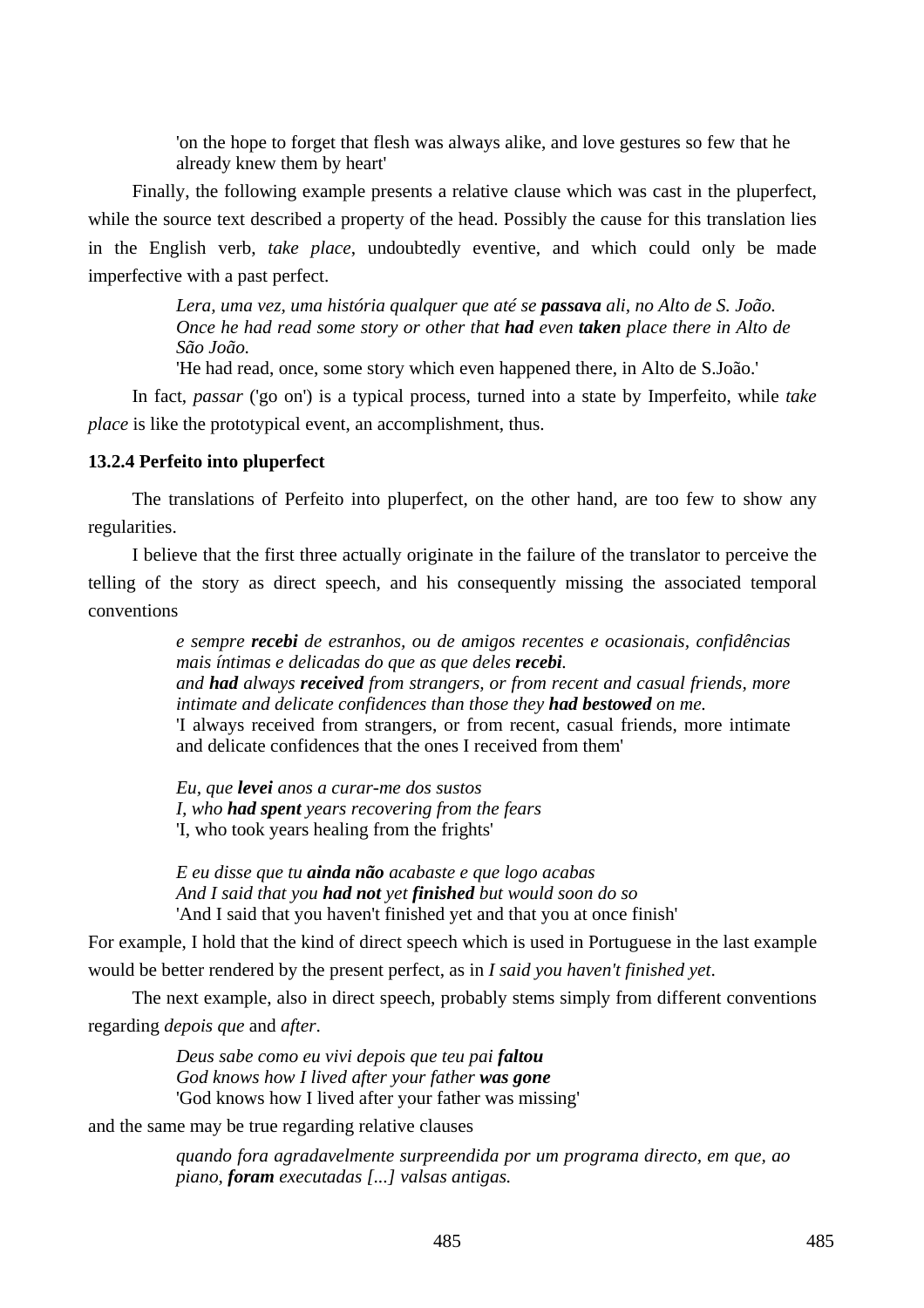> 'on the hope to forget that flesh was always alike, and love gestures so few that he already knew them by heart'

Finally, the following example presents a relative clause which was cast in the pluperfect, while the source text described a property of the head. Possibly the cause for this translation lies in the English verb, *take place,* undoubtedly eventive, and which could only be made imperfective with a past perfect.

> *Lera, uma vez, uma história qualquer que até se **passava** ali, no Alto de S. João.*
> *Once he had read some story or other that **had** even **taken** place there in Alto de São João.*
> 'He had read, once, some story which even happened there, in Alto de S.João.'

In fact, *passar* ('go on') is a typical process, turned into a state by Imperfeito, while *take place* is like the prototypical event, an accomplishment, thus.

### 13.2.4 Perfeito into pluperfect

The translations of Perfeito into pluperfect, on the other hand, are too few to show any regularities.

I believe that the first three actually originate in the failure of the translator to perceive the telling of the story as direct speech, and his consequently missing the associated temporal conventions

> *e sempre **recebi** de estranhos, ou de amigos recentes e ocasionais, confidências mais íntimas e delicadas do que as que deles **recebi**.*
> *and **had** always **received** from strangers, or from recent and casual friends, more intimate and delicate confidences than those they **had bestowed** on me.*
> 'I always received from strangers, or from recent, casual friends, more intimate and delicate confidences that the ones I received from them'
>
> *Eu, que **levei** anos a curar-me dos sustos*
> *I, who **had spent** years recovering from the fears*
> 'I, who took years healing from the frights'
>
> *E eu disse que tu **ainda não** acabaste e que logo acabas*
> *And I said that you **had not** yet **finished** but would soon do so*
> 'And I said that you haven't finished yet and that you at once finish'

For example, I hold that the kind of direct speech which is used in Portuguese in the last example would be better rendered by the present perfect, as in *I said you haven't finished yet*.

The next example, also in direct speech, probably stems simply from different conventions regarding *depois que* and *after*.

> *Deus sabe como eu vivi depois que teu pai **faltou***
> *God knows how I lived after your father **was gone***
> 'God knows how I lived after your father was missing'

and the same may be true regarding relative clauses

> *quando fora agradavelmente surpreendida por um programa directo, em que, ao piano, **foram** executadas [...] valsas antigas.*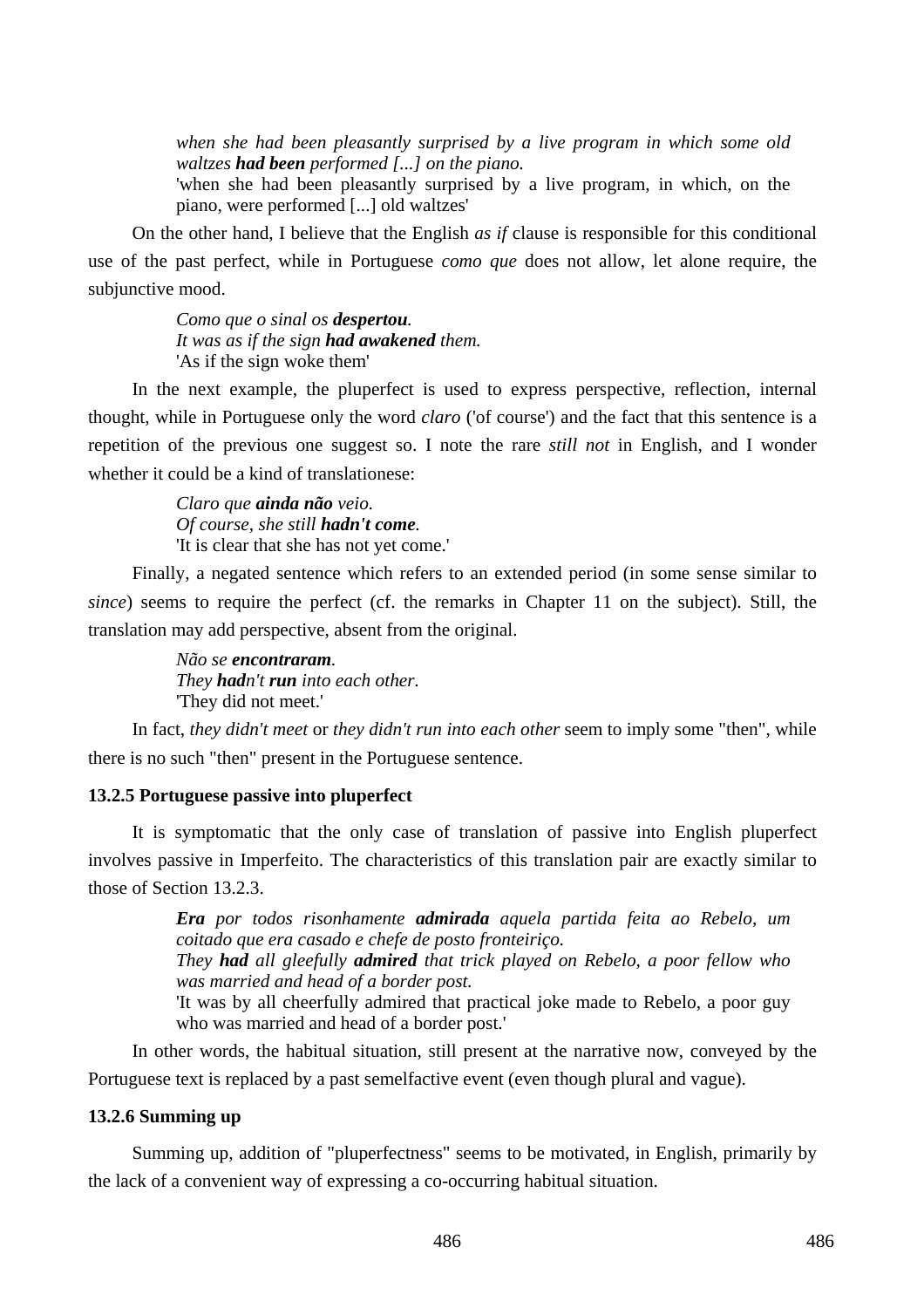> *when she had been pleasantly surprised by a live program in which some old waltzes* ***had been*** *performed [...] on the piano.*
> 'when she had been pleasantly surprised by a live program, in which, on the piano, were performed [...] old waltzes'

On the other hand, I believe that the English *as if* clause is responsible for this conditional use of the past perfect, while in Portuguese *como que* does not allow, let alone require, the subjunctive mood.

> *Como que o sinal os* ***despertou****.*
> *It was as if the sign* ***had awakened*** *them.*
> 'As if the sign woke them'

In the next example, the pluperfect is used to express perspective, reflection, internal thought, while in Portuguese only the word *claro* ('of course') and the fact that this sentence is a repetition of the previous one suggest so. I note the rare *still not* in English, and I wonder whether it could be a kind of translationese:

> *Claro que* ***ainda não*** *veio.*
> *Of course, she still* ***hadn't come****.*
> 'It is clear that she has not yet come.'

Finally, a negated sentence which refers to an extended period (in some sense similar to *since*) seems to require the perfect (cf. the remarks in Chapter 11 on the subject). Still, the translation may add perspective, absent from the original.

> *Não se* ***encontraram****.*
> *They* ***had****n't* ***run*** *into each other.*
> 'They did not meet.'

In fact, *they didn't meet* or *they didn't run into each other* seem to imply some "then", while there is no such "then" present in the Portuguese sentence.

### 13.2.5 Portuguese passive into pluperfect

It is symptomatic that the only case of translation of passive into English pluperfect involves passive in Imperfeito. The characteristics of this translation pair are exactly similar to those of Section 13.2.3.

> ***Era*** *por todos risonhamente* ***admirada*** *aquela partida feita ao Rebelo, um coitado que era casado e chefe de posto fronteiriço.*
> *They* ***had*** *all gleefully* ***admired*** *that trick played on Rebelo, a poor fellow who was married and head of a border post.*
> 'It was by all cheerfully admired that practical joke made to Rebelo, a poor guy who was married and head of a border post.'

In other words, the habitual situation, still present at the narrative now, conveyed by the Portuguese text is replaced by a past semelfactive event (even though plural and vague).

### 13.2.6 Summing up

Summing up, addition of "pluperfectness" seems to be motivated, in English, primarily by the lack of a convenient way of expressing a co-occurring habitual situation.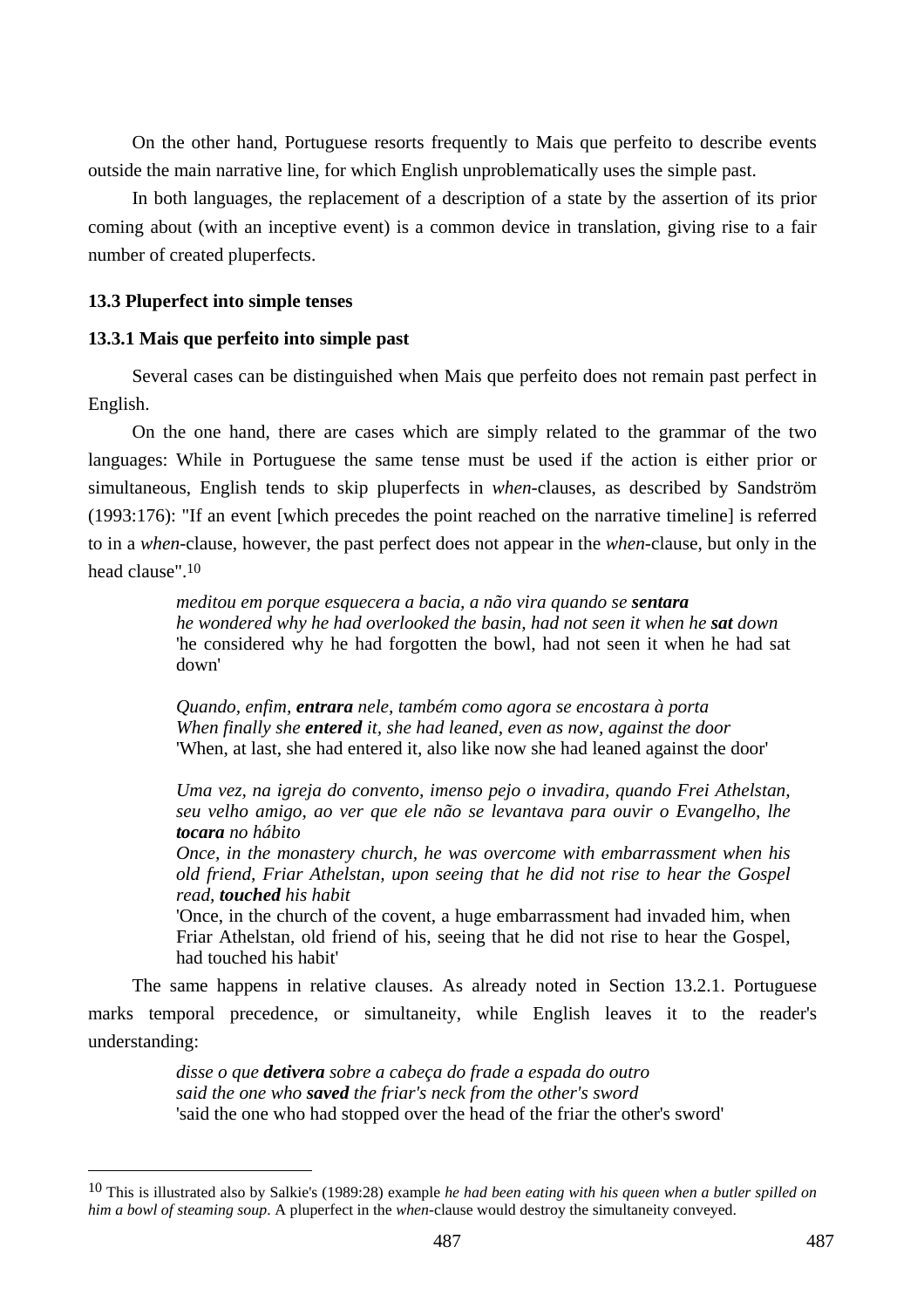On the other hand, Portuguese resorts frequently to Mais que perfeito to describe events outside the main narrative line, for which English unproblematically uses the simple past.

In both languages, the replacement of a description of a state by the assertion of its prior coming about (with an inceptive event) is a common device in translation, giving rise to a fair number of created pluperfects.

### 13.3 Pluperfect into simple tenses

#### 13.3.1 Mais que perfeito into simple past

Several cases can be distinguished when Mais que perfeito does not remain past perfect in English.

On the one hand, there are cases which are simply related to the grammar of the two languages: While in Portuguese the same tense must be used if the action is either prior or simultaneous, English tends to skip pluperfects in *when*-clauses, as described by Sandström (1993:176): "If an event [which precedes the point reached on the narrative timeline] is referred to in a *when*-clause, however, the past perfect does not appear in the *when*-clause, but only in the head clause".[10]

> *meditou em porque esquecera a bacia, a não vira quando se **sentara***
> *he wondered why he had overlooked the basin, had not seen it when he **sat** down*
> 'he considered why he had forgotten the bowl, had not seen it when he had sat down'
>
> *Quando, enfim, **entrara** nele, também como agora se encostara à porta*
> *When finally she **entered** it, she had leaned, even as now, against the door*
> 'When, at last, she had entered it, also like now she had leaned against the door'
>
> *Uma vez, na igreja do convento, imenso pejo o invadira, quando Frei Athelstan, seu velho amigo, ao ver que ele não se levantava para ouvir o Evangelho, lhe **tocara** no hábito*
> *Once, in the monastery church, he was overcome with embarrassment when his old friend, Friar Athelstan, upon seeing that he did not rise to hear the Gospel read, **touched** his habit*
> 'Once, in the church of the covent, a huge embarrassment had invaded him, when Friar Athelstan, old friend of his, seeing that he did not rise to hear the Gospel, had touched his habit'

The same happens in relative clauses. As already noted in Section 13.2.1. Portuguese marks temporal precedence, or simultaneity, while English leaves it to the reader's understanding:

> *disse o que **detivera** sobre a cabeça do frade a espada do outro*
> *said the one who **saved** the friar's neck from the other's sword*
> 'said the one who had stopped over the head of the friar the other's sword'

---

[10] This is illustrated also by Salkie's (1989:28) example *he had been eating with his queen when a butler spilled on him a bowl of steaming soup*. A pluperfect in the *when*-clause would destroy the simultaneity conveyed.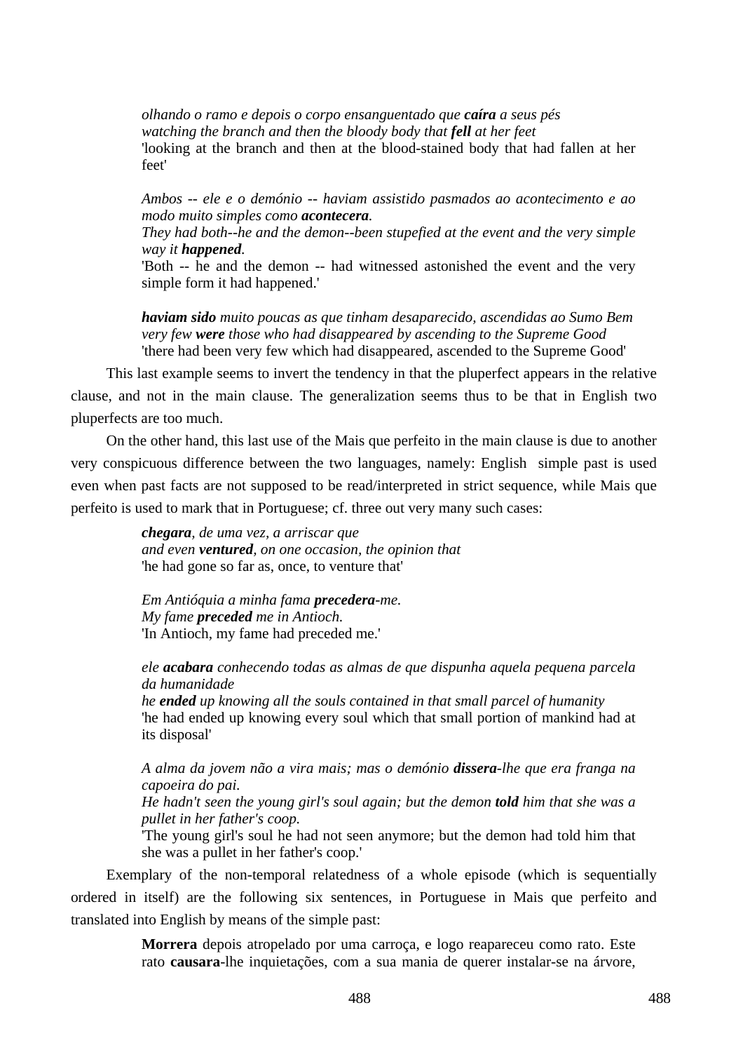> *olhando o ramo e depois o corpo ensanguentado que **caíra** a seus pés*
> *watching the branch and then the bloody body that **fell** at her feet*
> 'looking at the branch and then at the blood-stained body that had fallen at her feet'
>
> *Ambos -- ele e o demónio -- haviam assistido pasmados ao acontecimento e ao modo muito simples como **acontecera**.*
> *They had both--he and the demon--been stupefied at the event and the very simple way it **happened**.*
> 'Both -- he and the demon -- had witnessed astonished the event and the very simple form it had happened.'
>
> ***haviam sido** muito poucas as que tinham desaparecido, ascendidas ao Sumo Bem*
> *very few **were** those who had disappeared by ascending to the Supreme Good*
> 'there had been very few which had disappeared, ascended to the Supreme Good'

This last example seems to invert the tendency in that the pluperfect appears in the relative clause, and not in the main clause. The generalization seems thus to be that in English two pluperfects are too much.

On the other hand, this last use of the Mais que perfeito in the main clause is due to another very conspicuous difference between the two languages, namely: English simple past is used even when past facts are not supposed to be read/interpreted in strict sequence, while Mais que perfeito is used to mark that in Portuguese; cf. three out very many such cases:

> ***chegara**, de uma vez, a arriscar que*
> *and even **ventured**, on one occasion, the opinion that*
> 'he had gone so far as, once, to venture that'
>
> *Em Antióquia a minha fama **precedera**-me.*
> *My fame **preceded** me in Antioch.*
> 'In Antioch, my fame had preceded me.'
>
> *ele **acabara** conhecendo todas as almas de que dispunha aquela pequena parcela da humanidade*
> *he **ended** up knowing all the souls contained in that small parcel of humanity*
> 'he had ended up knowing every soul which that small portion of mankind had at its disposal'
>
> *A alma da jovem não a vira mais; mas o demónio **dissera**-lhe que era franga na capoeira do pai.*
> *He hadn't seen the young girl's soul again; but the demon **told** him that she was a pullet in her father's coop.*
> 'The young girl's soul he had not seen anymore; but the demon had told him that she was a pullet in her father's coop.'

Exemplary of the non-temporal relatedness of a whole episode (which is sequentially ordered in itself) are the following six sentences, in Portuguese in Mais que perfeito and translated into English by means of the simple past:

> **Morrera** depois atropelado por uma carroça, e logo reapareceu como rato. Este rato **causara**-lhe inquietações, com a sua mania de querer instalar-se na árvore,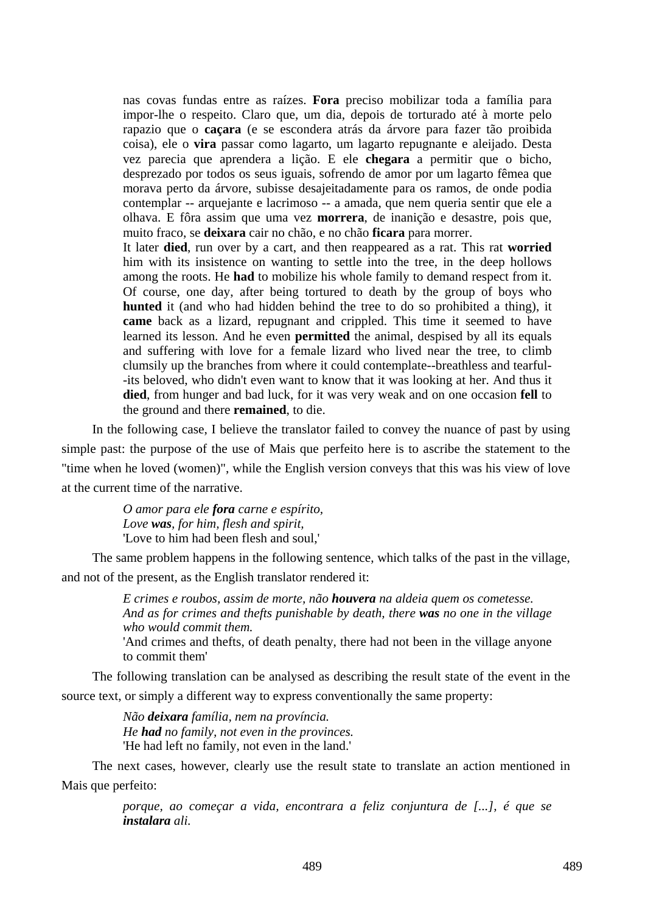> nas covas fundas entre as raízes. **Fora** preciso mobilizar toda a família para impor-lhe o respeito. Claro que, um dia, depois de torturado até à morte pelo rapazio que o **caçara** (e se escondera atrás da árvore para fazer tão proibida coisa), ele o **vira** passar como lagarto, um lagarto repugnante e aleijado. Desta vez parecia que aprendera a lição. E ele **chegara** a permitir que o bicho, desprezado por todos os seus iguais, sofrendo de amor por um lagarto fêmea que morava perto da árvore, subisse desajeitadamente para os ramos, de onde podia contemplar -- arquejante e lacrimoso -- a amada, que nem queria sentir que ele a olhava. E fôra assim que uma vez **morrera**, de inanição e desastre, pois que, muito fraco, se **deixara** cair no chão, e no chão **ficara** para morrer.
>
> It later **died**, run over by a cart, and then reappeared as a rat. This rat **worried** him with its insistence on wanting to settle into the tree, in the deep hollows among the roots. He **had** to mobilize his whole family to demand respect from it. Of course, one day, after being tortured to death by the group of boys who **hunted** it (and who had hidden behind the tree to do so prohibited a thing), it **came** back as a lizard, repugnant and crippled. This time it seemed to have learned its lesson. And he even **permitted** the animal, despised by all its equals and suffering with love for a female lizard who lived near the tree, to climb clumsily up the branches from where it could contemplate--breathless and tearful--its beloved, who didn't even want to know that it was looking at her. And thus it **died**, from hunger and bad luck, for it was very weak and on one occasion **fell** to the ground and there **remained**, to die.

In the following case, I believe the translator failed to convey the nuance of past by using simple past: the purpose of the use of Mais que perfeito here is to ascribe the statement to the "time when he loved (women)", while the English version conveys that this was his view of love at the current time of the narrative.

> *O amor para ele **fora** carne e espírito,*
> *Love **was**, for him, flesh and spirit,*
> 'Love to him had been flesh and soul,'

The same problem happens in the following sentence, which talks of the past in the village, and not of the present, as the English translator rendered it:

> *E crimes e roubos, assim de morte, não **houvera** na aldeia quem os cometesse.*
> *And as for crimes and thefts punishable by death, there **was** no one in the village who would commit them.*
> 'And crimes and thefts, of death penalty, there had not been in the village anyone to commit them'

The following translation can be analysed as describing the result state of the event in the source text, or simply a different way to express conventionally the same property:

> *Não **deixara** família, nem na província.*
> *He **had** no family, not even in the provinces.*
> 'He had left no family, not even in the land.'

The next cases, however, clearly use the result state to translate an action mentioned in Mais que perfeito:

> *porque, ao começar a vida, encontrara a feliz conjuntura de [...], é que se **instalara** ali.*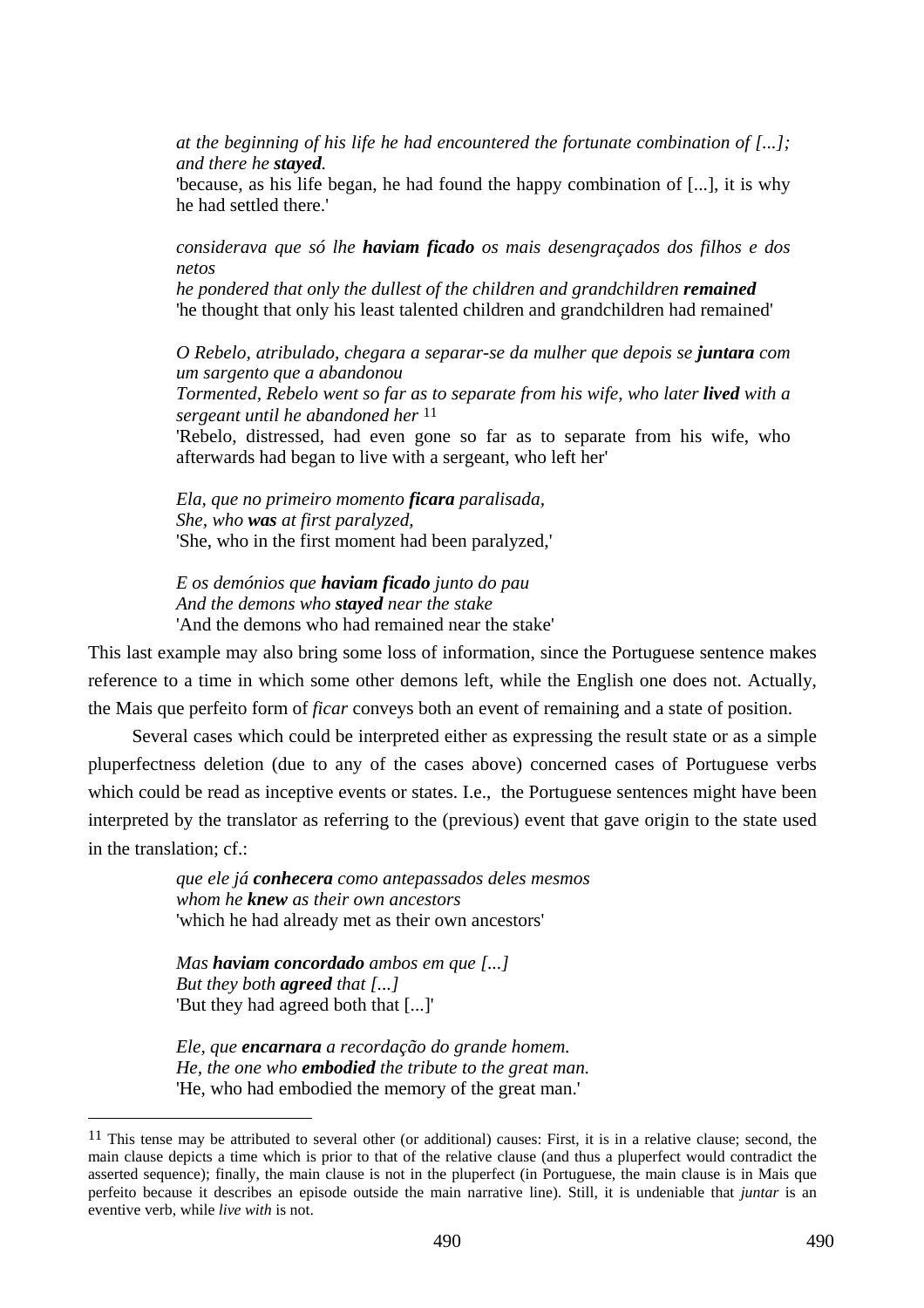> *at the beginning of his life he had encountered the fortunate combination of [...]; and there he **stayed**.*
> 'because, as his life began, he had found the happy combination of [...], it is why he had settled there.'

> *considerava que só lhe **haviam ficado** os mais desengraçados dos filhos e dos netos*
> *he pondered that only the dullest of the children and grandchildren **remained***
> 'he thought that only his least talented children and grandchildren had remained'

> *O Rebelo, atribulado, chegara a separar-se da mulher que depois se **juntara** com um sargento que a abandonou*
> *Tormented, Rebelo went so far as to separate from his wife, who later **lived** with a sergeant until he abandoned her* [11]
> 'Rebelo, distressed, had even gone so far as to separate from his wife, who afterwards had began to live with a sergeant, who left her'

> *Ela, que no primeiro momento **ficara** paralisada,*
> *She, who **was** at first paralyzed,*
> 'She, who in the first moment had been paralyzed,'

> *E os demónios que **haviam ficado** junto do pau*
> *And the demons who **stayed** near the stake*
> 'And the demons who had remained near the stake'

This last example may also bring some loss of information, since the Portuguese sentence makes reference to a time in which some other demons left, while the English one does not. Actually, the Mais que perfeito form of *ficar* conveys both an event of remaining and a state of position.

Several cases which could be interpreted either as expressing the result state or as a simple pluperfectness deletion (due to any of the cases above) concerned cases of Portuguese verbs which could be read as inceptive events or states. I.e., the Portuguese sentences might have been interpreted by the translator as referring to the (previous) event that gave origin to the state used in the translation; cf.:

> *que ele já **conhecera** como antepassados deles mesmos*
> *whom he **knew** as their own ancestors*
> 'which he had already met as their own ancestors'

> *Mas **haviam concordado** ambos em que [...]*
> *But they both **agreed** that [...]*
> 'But they had agreed both that [...]'

> *Ele, que **encarnara** a recordação do grande homem.*
> *He, the one who **embodied** the tribute to the great man.*
> 'He, who had embodied the memory of the great man.'

---

[11] This tense may be attributed to several other (or additional) causes: First, it is in a relative clause; second, the main clause depicts a time which is prior to that of the relative clause (and thus a pluperfect would contradict the asserted sequence); finally, the main clause is not in the pluperfect (in Portuguese, the main clause is in Mais que perfeito because it describes an episode outside the main narrative line). Still, it is undeniable that *juntar* is an eventive verb, while *live with* is not.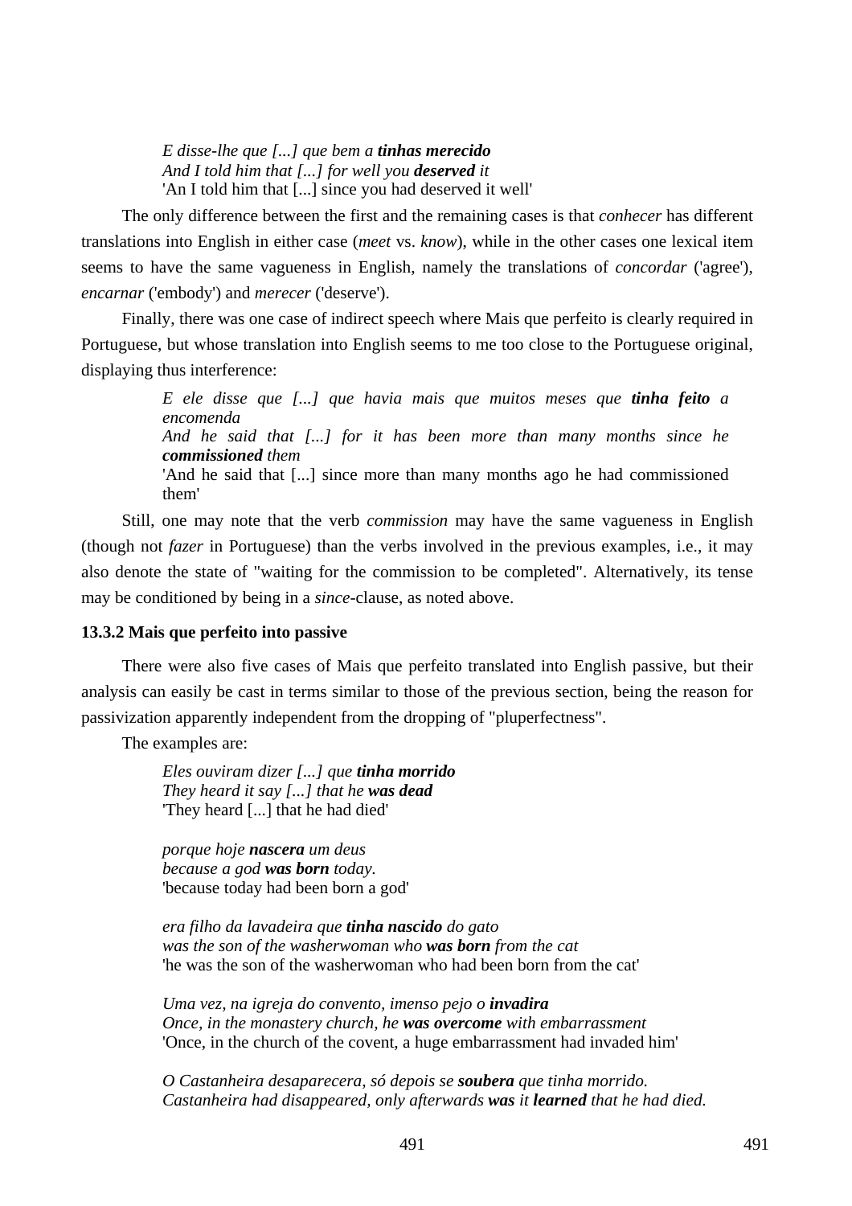*E disse-lhe que [...] que bem a **tinhas merecido***
*And I told him that [...] for well you **deserved** it*
'An I told him that [...] since you had deserved it well'

The only difference between the first and the remaining cases is that *conhecer* has different translations into English in either case (*meet* vs. *know*), while in the other cases one lexical item seems to have the same vagueness in English, namely the translations of *concordar* ('agree'), *encarnar* ('embody') and *merecer* ('deserve').

Finally, there was one case of indirect speech where Mais que perfeito is clearly required in Portuguese, but whose translation into English seems to me too close to the Portuguese original, displaying thus interference:

*E ele disse que [...] que havia mais que muitos meses que **tinha feito** a encomenda*
*And he said that [...] for it has been more than many months since he **commissioned** them*
'And he said that [...] since more than many months ago he had commissioned them'

Still, one may note that the verb *commission* may have the same vagueness in English (though not *fazer* in Portuguese) than the verbs involved in the previous examples, i.e., it may also denote the state of "waiting for the commission to be completed". Alternatively, its tense may be conditioned by being in a *since*-clause, as noted above.

### 13.3.2 Mais que perfeito into passive

There were also five cases of Mais que perfeito translated into English passive, but their analysis can easily be cast in terms similar to those of the previous section, being the reason for passivization apparently independent from the dropping of "pluperfectness".

The examples are:

*Eles ouviram dizer [...] que **tinha morrido***
*They heard it say [...] that he **was dead***
'They heard [...] that he had died'

*porque hoje **nascera** um deus*
*because a god **was born** today.*
'because today had been born a god'

*era filho da lavadeira que **tinha nascido** do gato*
*was the son of the washerwoman who **was born** from the cat*
'he was the son of the washerwoman who had been born from the cat'

*Uma vez, na igreja do convento, imenso pejo o **invadira***
*Once, in the monastery church, he **was overcome** with embarrassment*
'Once, in the church of the covent, a huge embarrassment had invaded him'

*O Castanheira desaparecera, só depois se **soubera** que tinha morrido.*
*Castanheira had disappeared, only afterwards **was** it **learned** that he had died.*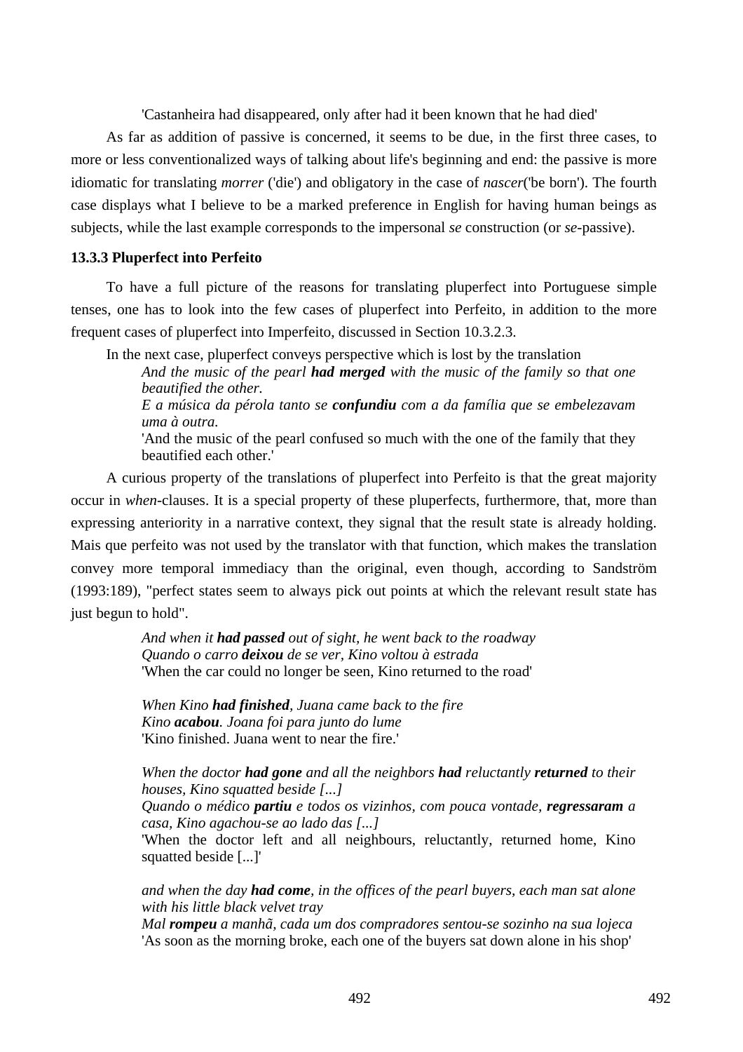'Castanheira had disappeared, only after had it been known that he had died'

As far as addition of passive is concerned, it seems to be due, in the first three cases, to more or less conventionalized ways of talking about life's beginning and end: the passive is more idiomatic for translating *morrer* ('die') and obligatory in the case of *nascer*('be born'). The fourth case displays what I believe to be a marked preference in English for having human beings as subjects, while the last example corresponds to the impersonal *se* construction (or *se*-passive).

### 13.3.3 Pluperfect into Perfeito

To have a full picture of the reasons for translating pluperfect into Portuguese simple tenses, one has to look into the few cases of pluperfect into Perfeito, in addition to the more frequent cases of pluperfect into Imperfeito, discussed in Section 10.3.2.3.

In the next case, pluperfect conveys perspective which is lost by the translation

> *And the music of the pearl **had merged** with the music of the family so that one beautified the other.*
> *E a música da pérola tanto se **confundiu** com a da família que se embelezavam uma à outra.*
> 'And the music of the pearl confused so much with the one of the family that they beautified each other.'

A curious property of the translations of pluperfect into Perfeito is that the great majority occur in *when*-clauses. It is a special property of these pluperfects, furthermore, that, more than expressing anteriority in a narrative context, they signal that the result state is already holding. Mais que perfeito was not used by the translator with that function, which makes the translation convey more temporal immediacy than the original, even though, according to Sandström (1993:189), "perfect states seem to always pick out points at which the relevant result state has just begun to hold".

> *And when it **had passed** out of sight, he went back to the roadway*
> *Quando o carro **deixou** de se ver, Kino voltou à estrada*
> 'When the car could no longer be seen, Kino returned to the road'
>
> *When Kino **had finished**, Juana came back to the fire*
> *Kino **acabou**. Joana foi para junto do lume*
> 'Kino finished. Juana went to near the fire.'
>
> *When the doctor **had gone** and all the neighbors **had** reluctantly **returned** to their houses, Kino squatted beside [...]*
> *Quando o médico **partiu** e todos os vizinhos, com pouca vontade, **regressaram** a casa, Kino agachou-se ao lado das [...]*
> 'When the doctor left and all neighbours, reluctantly, returned home, Kino squatted beside [...]'
>
> *and when the day **had come**, in the offices of the pearl buyers, each man sat alone with his little black velvet tray*
> *Mal **rompeu** a manhã, cada um dos compradores sentou-se sozinho na sua lojeca*
> 'As soon as the morning broke, each one of the buyers sat down alone in his shop'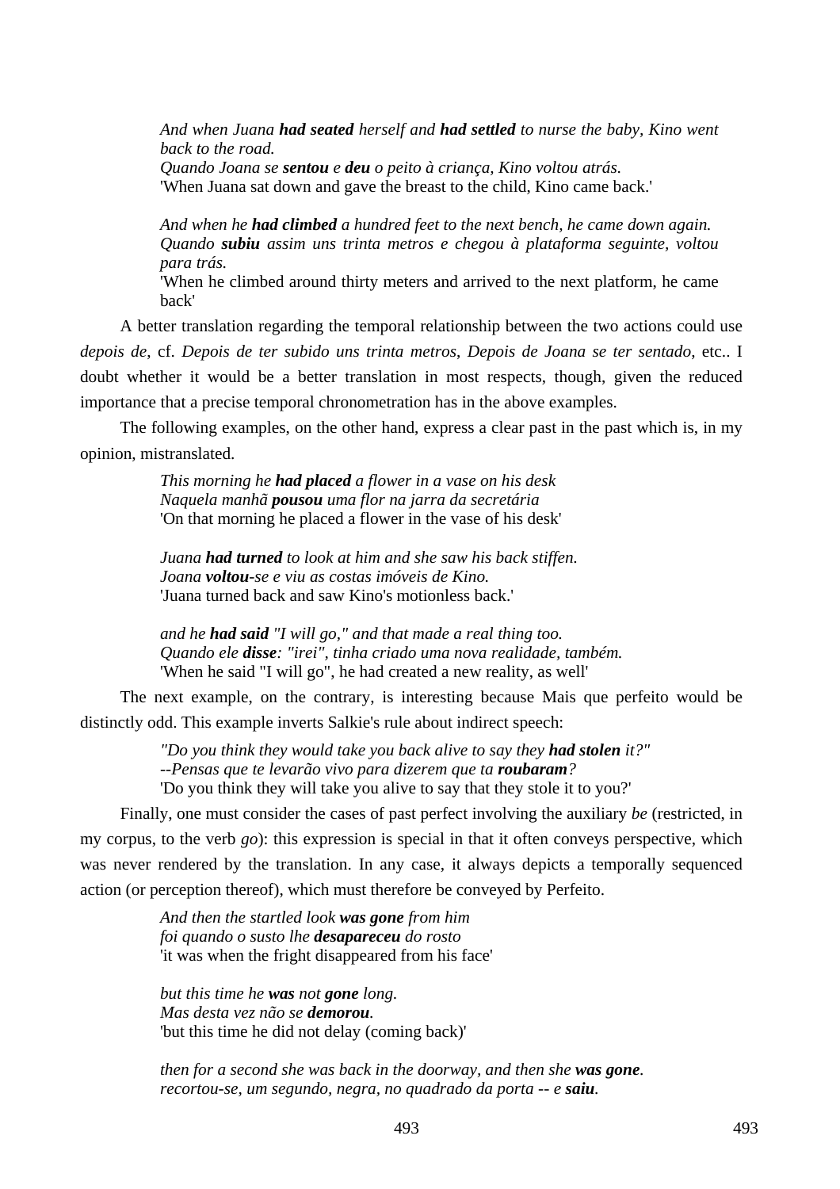*And when Juana **had seated** herself and **had settled** to nurse the baby, Kino went back to the road.*
*Quando Joana se **sentou** e **deu** o peito à criança, Kino voltou atrás.*
'When Juana sat down and gave the breast to the child, Kino came back.'

*And when he **had climbed** a hundred feet to the next bench, he came down again.*
*Quando **subiu** assim uns trinta metros e chegou à plataforma seguinte, voltou para trás.*
'When he climbed around thirty meters and arrived to the next platform, he came back'

A better translation regarding the temporal relationship between the two actions could use *depois de*, cf. *Depois de ter subido uns trinta metros*, *Depois de Joana se ter sentado*, etc.. I doubt whether it would be a better translation in most respects, though, given the reduced importance that a precise temporal chronometration has in the above examples.

The following examples, on the other hand, express a clear past in the past which is, in my opinion, mistranslated.

*This morning he **had placed** a flower in a vase on his desk*
*Naquela manhã **pousou** uma flor na jarra da secretária*
'On that morning he placed a flower in the vase of his desk'

*Juana **had turned** to look at him and she saw his back stiffen.*
*Joana **voltou**-se e viu as costas imóveis de Kino.*
'Juana turned back and saw Kino's motionless back.'

*and he **had said** "I will go," and that made a real thing too.*
*Quando ele **disse**: "irei", tinha criado uma nova realidade, também.*
'When he said "I will go", he had created a new reality, as well'

The next example, on the contrary, is interesting because Mais que perfeito would be distinctly odd. This example inverts Salkie's rule about indirect speech:

*"Do you think they would take you back alive to say they **had stolen** it?"*
*--Pensas que te levarão vivo para dizerem que ta **roubaram**?*
'Do you think they will take you alive to say that they stole it to you?'

Finally, one must consider the cases of past perfect involving the auxiliary *be* (restricted, in my corpus, to the verb *go*): this expression is special in that it often conveys perspective, which was never rendered by the translation. In any case, it always depicts a temporally sequenced action (or perception thereof), which must therefore be conveyed by Perfeito.

*And then the startled look **was gone** from him*
*foi quando o susto lhe **desapareceu** do rosto*
'it was when the fright disappeared from his face'

*but this time he **was** not **gone** long.*
*Mas desta vez não se **demorou**.*
'but this time he did not delay (coming back)'

*then for a second she was back in the doorway, and then she **was gone**.*
*recortou-se, um segundo, negra, no quadrado da porta -- e **saiu**.*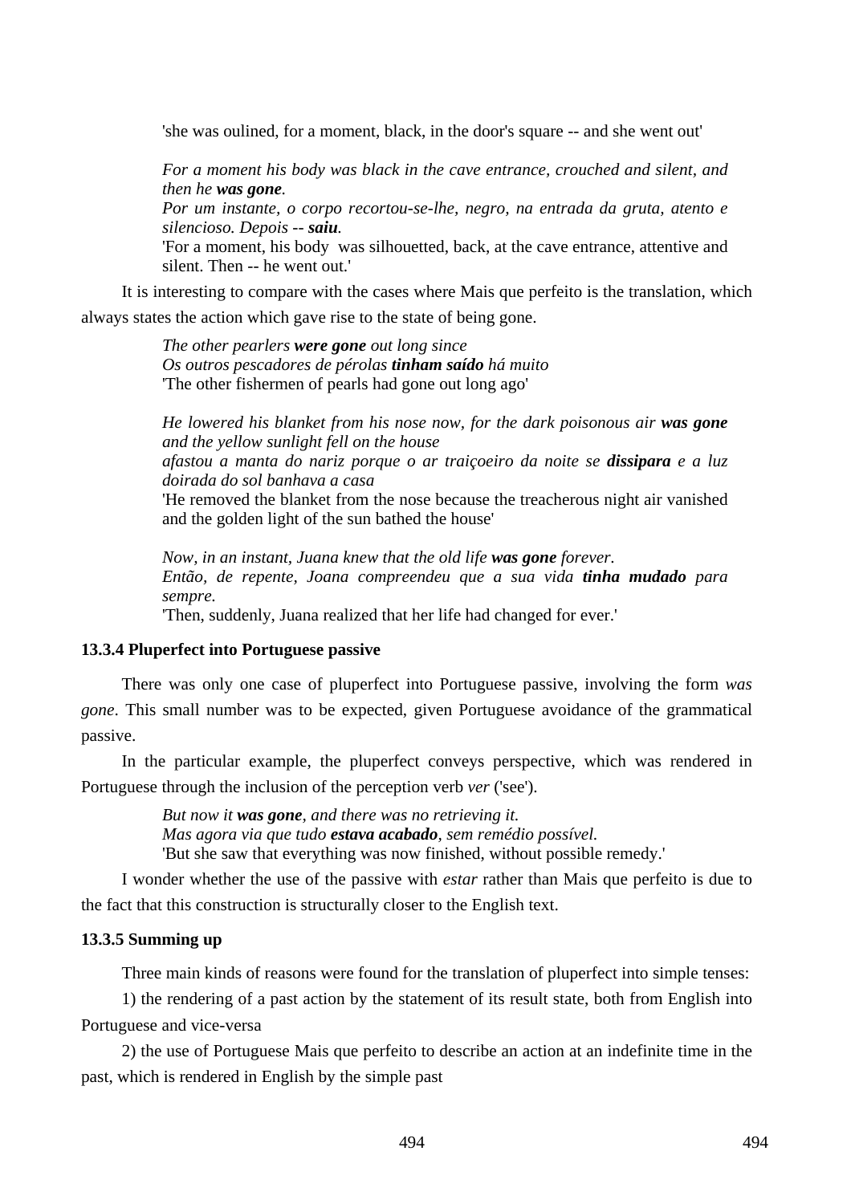'she was oulined, for a moment, black, in the door's square -- and she went out'

*For a moment his body was black in the cave entrance, crouched and silent, and then he **was gone**.*
*Por um instante, o corpo recortou-se-lhe, negro, na entrada da gruta, atento e silencioso. Depois -- **saiu**.*
'For a moment, his body was silhouetted, back, at the cave entrance, attentive and silent. Then -- he went out.'

It is interesting to compare with the cases where Mais que perfeito is the translation, which always states the action which gave rise to the state of being gone.

*The other pearlers **were gone** out long since*
*Os outros pescadores de pérolas **tinham saído** há muito*
'The other fishermen of pearls had gone out long ago'

*He lowered his blanket from his nose now, for the dark poisonous air **was gone** and the yellow sunlight fell on the house*
*afastou a manta do nariz porque o ar traiçoeiro da noite se **dissipara** e a luz doirada do sol banhava a casa*
'He removed the blanket from the nose because the treacherous night air vanished and the golden light of the sun bathed the house'

*Now, in an instant, Juana knew that the old life **was gone** forever.*
*Então, de repente, Joana compreendeu que a sua vida **tinha mudado** para sempre.*
'Then, suddenly, Juana realized that her life had changed for ever.'

### 13.3.4 Pluperfect into Portuguese passive

There was only one case of pluperfect into Portuguese passive, involving the form *was gone*. This small number was to be expected, given Portuguese avoidance of the grammatical passive.

In the particular example, the pluperfect conveys perspective, which was rendered in Portuguese through the inclusion of the perception verb *ver* ('see').

*But now it **was gone**, and there was no retrieving it.*
*Mas agora via que tudo **estava acabado**, sem remédio possível.*
'But she saw that everything was now finished, without possible remedy.'

I wonder whether the use of the passive with *estar* rather than Mais que perfeito is due to the fact that this construction is structurally closer to the English text.

### 13.3.5 Summing up

Three main kinds of reasons were found for the translation of pluperfect into simple tenses:

1) the rendering of a past action by the statement of its result state, both from English into Portuguese and vice-versa

2) the use of Portuguese Mais que perfeito to describe an action at an indefinite time in the past, which is rendered in English by the simple past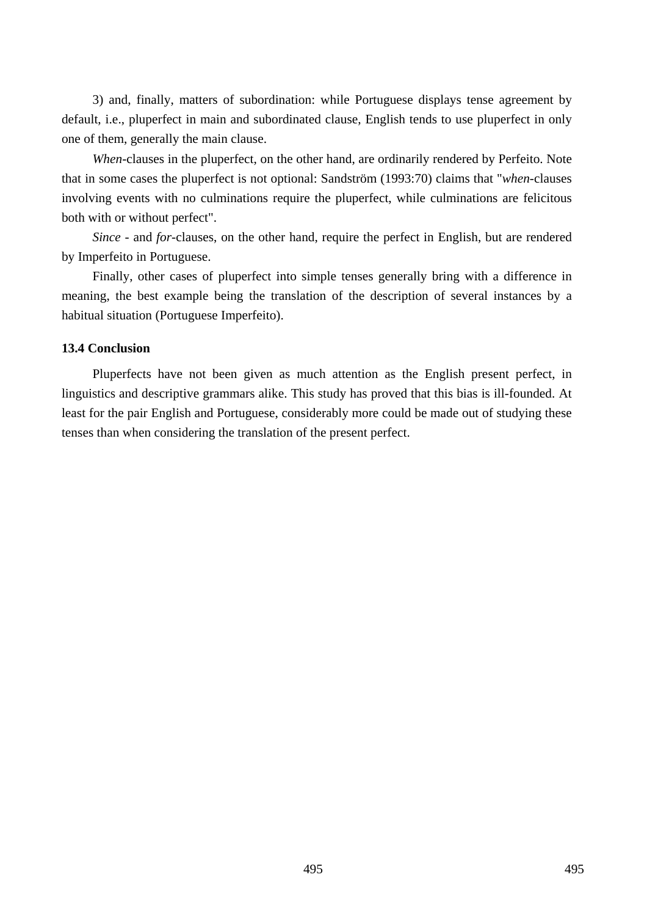3) and, finally, matters of subordination: while Portuguese displays tense agreement by default, i.e., pluperfect in main and subordinated clause, English tends to use pluperfect in only one of them, generally the main clause.

*When*-clauses in the pluperfect, on the other hand, are ordinarily rendered by Perfeito. Note that in some cases the pluperfect is not optional: Sandström (1993:70) claims that "*when*-clauses involving events with no culminations require the pluperfect, while culminations are felicitous both with or without perfect".

*Since* - and *for*-clauses, on the other hand, require the perfect in English, but are rendered by Imperfeito in Portuguese.

Finally, other cases of pluperfect into simple tenses generally bring with a difference in meaning, the best example being the translation of the description of several instances by a habitual situation (Portuguese Imperfeito).

### 13.4 Conclusion

Pluperfects have not been given as much attention as the English present perfect, in linguistics and descriptive grammars alike. This study has proved that this bias is ill-founded. At least for the pair English and Portuguese, considerably more could be made out of studying these tenses than when considering the translation of the present perfect.